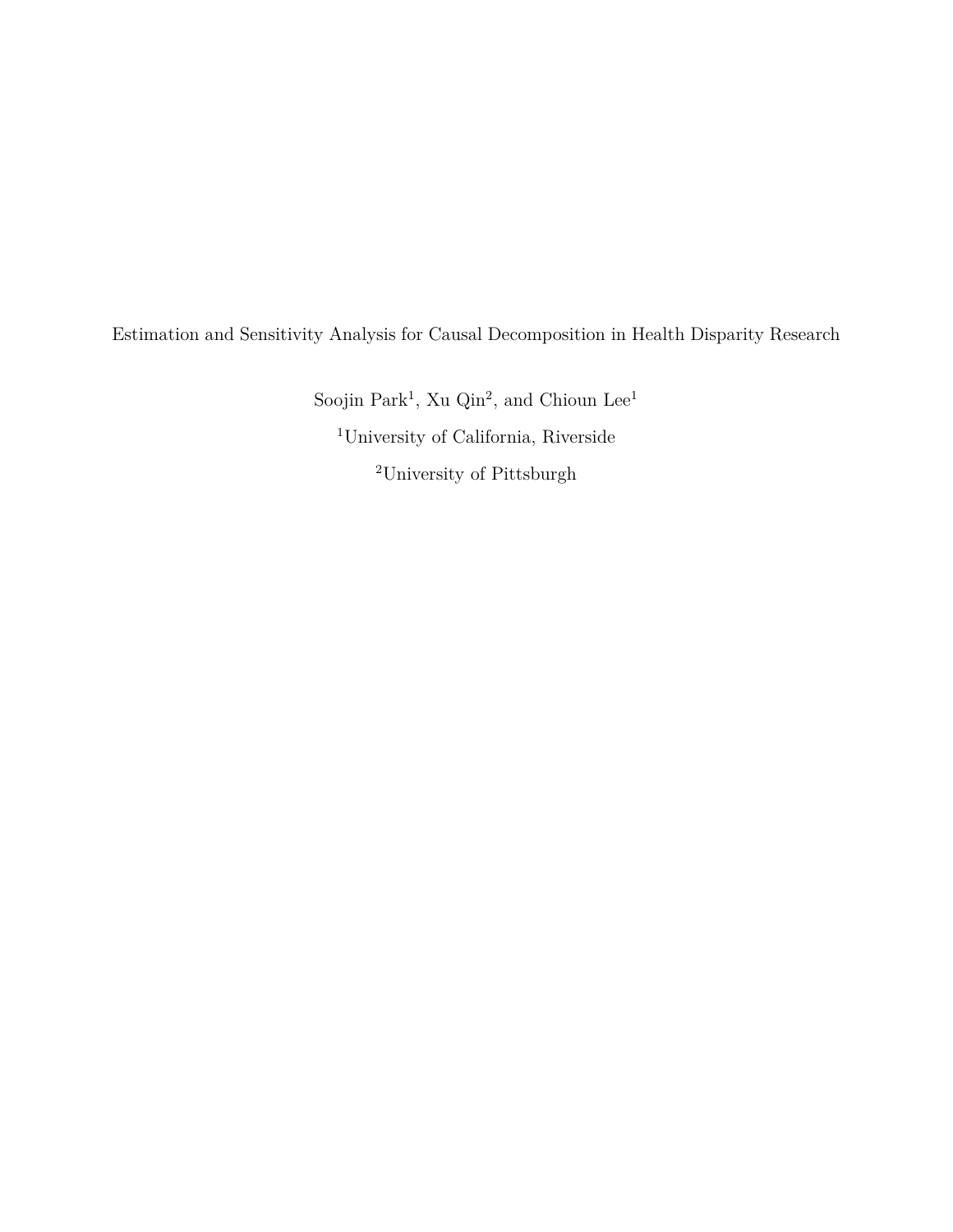# Estimation and Sensitivity Analysis for Causal Decomposition in Health Disparity Research

Soojin Park[1], Xu Qin[2], and Chioun Lee[1]

[1]University of California, Riverside

[2]University of Pittsburgh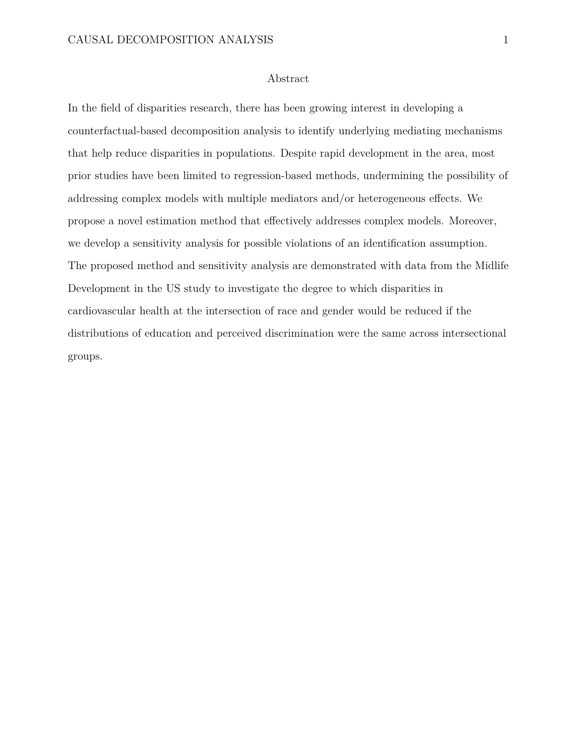## Abstract

In the field of disparities research, there has been growing interest in developing a counterfactual-based decomposition analysis to identify underlying mediating mechanisms that help reduce disparities in populations. Despite rapid development in the area, most prior studies have been limited to regression-based methods, undermining the possibility of addressing complex models with multiple mediators and/or heterogeneous effects. We propose a novel estimation method that effectively addresses complex models. Moreover, we develop a sensitivity analysis for possible violations of an identification assumption. The proposed method and sensitivity analysis are demonstrated with data from the Midlife Development in the US study to investigate the degree to which disparities in cardiovascular health at the intersection of race and gender would be reduced if the distributions of education and perceived discrimination were the same across intersectional groups.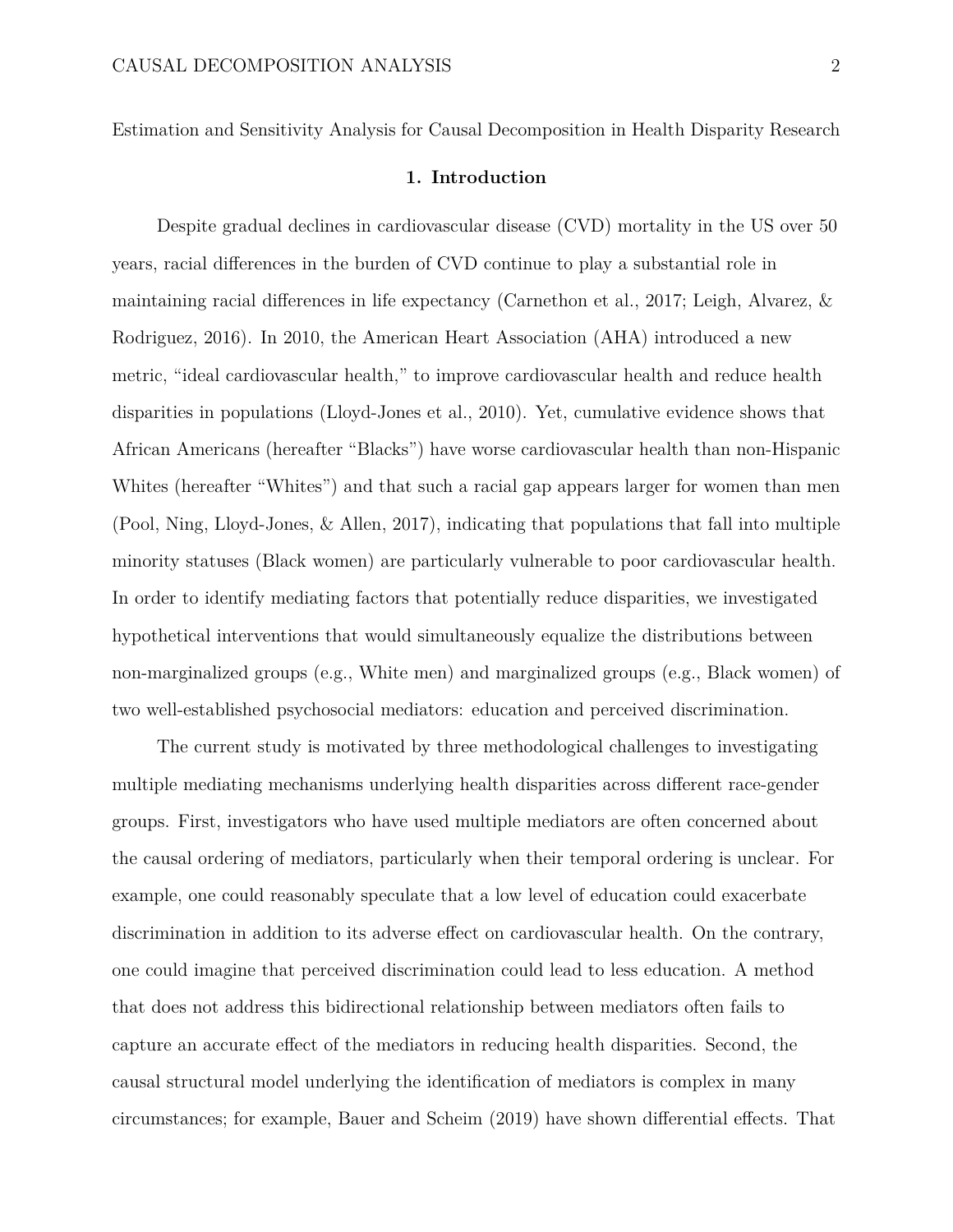Estimation and Sensitivity Analysis for Causal Decomposition in Health Disparity Research

## 1. Introduction

Despite gradual declines in cardiovascular disease (CVD) mortality in the US over 50 years, racial differences in the burden of CVD continue to play a substantial role in maintaining racial differences in life expectancy (Carnethon et al., 2017; Leigh, Alvarez, & Rodriguez, 2016). In 2010, the American Heart Association (AHA) introduced a new metric, "ideal cardiovascular health," to improve cardiovascular health and reduce health disparities in populations (Lloyd-Jones et al., 2010). Yet, cumulative evidence shows that African Americans (hereafter "Blacks") have worse cardiovascular health than non-Hispanic Whites (hereafter "Whites") and that such a racial gap appears larger for women than men (Pool, Ning, Lloyd-Jones, & Allen, 2017), indicating that populations that fall into multiple minority statuses (Black women) are particularly vulnerable to poor cardiovascular health. In order to identify mediating factors that potentially reduce disparities, we investigated hypothetical interventions that would simultaneously equalize the distributions between non-marginalized groups (e.g., White men) and marginalized groups (e.g., Black women) of two well-established psychosocial mediators: education and perceived discrimination.

The current study is motivated by three methodological challenges to investigating multiple mediating mechanisms underlying health disparities across different race-gender groups. First, investigators who have used multiple mediators are often concerned about the causal ordering of mediators, particularly when their temporal ordering is unclear. For example, one could reasonably speculate that a low level of education could exacerbate discrimination in addition to its adverse effect on cardiovascular health. On the contrary, one could imagine that perceived discrimination could lead to less education. A method that does not address this bidirectional relationship between mediators often fails to capture an accurate effect of the mediators in reducing health disparities. Second, the causal structural model underlying the identification of mediators is complex in many circumstances; for example, Bauer and Scheim (2019) have shown differential effects. That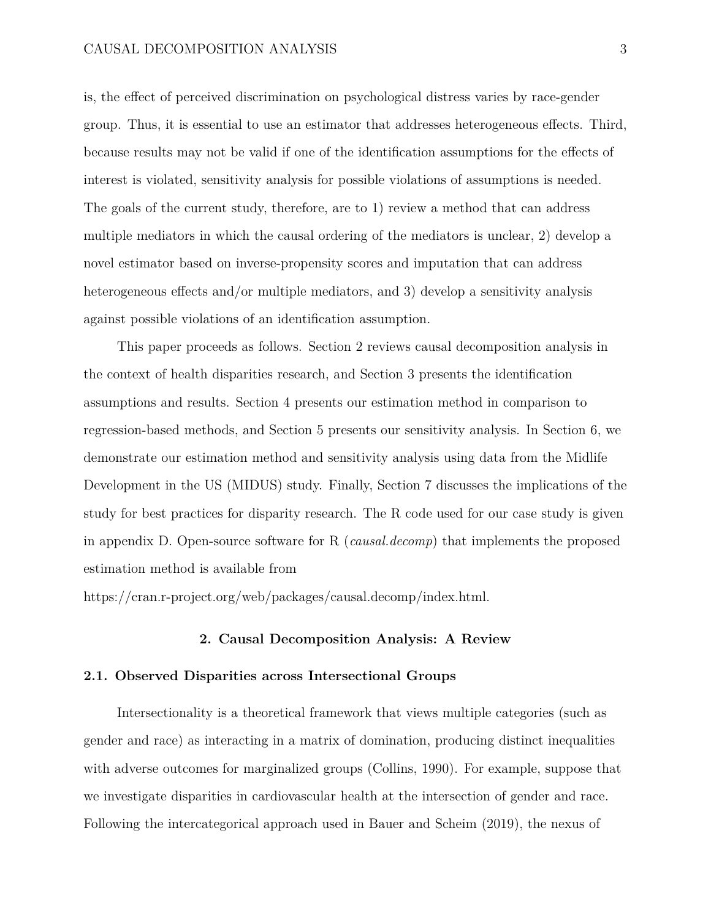is, the effect of perceived discrimination on psychological distress varies by race-gender group. Thus, it is essential to use an estimator that addresses heterogeneous effects. Third, because results may not be valid if one of the identification assumptions for the effects of interest is violated, sensitivity analysis for possible violations of assumptions is needed. The goals of the current study, therefore, are to 1) review a method that can address multiple mediators in which the causal ordering of the mediators is unclear, 2) develop a novel estimator based on inverse-propensity scores and imputation that can address heterogeneous effects and/or multiple mediators, and 3) develop a sensitivity analysis against possible violations of an identification assumption.

This paper proceeds as follows. Section 2 reviews causal decomposition analysis in the context of health disparities research, and Section 3 presents the identification assumptions and results. Section 4 presents our estimation method in comparison to regression-based methods, and Section 5 presents our sensitivity analysis. In Section 6, we demonstrate our estimation method and sensitivity analysis using data from the Midlife Development in the US (MIDUS) study. Finally, Section 7 discusses the implications of the study for best practices for disparity research. The R code used for our case study is given in appendix D. Open-source software for R (*causal.decomp*) that implements the proposed estimation method is available from

https://cran.r-project.org/web/packages/causal.decomp/index.html.

## 2. Causal Decomposition Analysis: A Review

### 2.1. Observed Disparities across Intersectional Groups

Intersectionality is a theoretical framework that views multiple categories (such as gender and race) as interacting in a matrix of domination, producing distinct inequalities with adverse outcomes for marginalized groups (Collins, 1990). For example, suppose that we investigate disparities in cardiovascular health at the intersection of gender and race. Following the intercategorical approach used in Bauer and Scheim (2019), the nexus of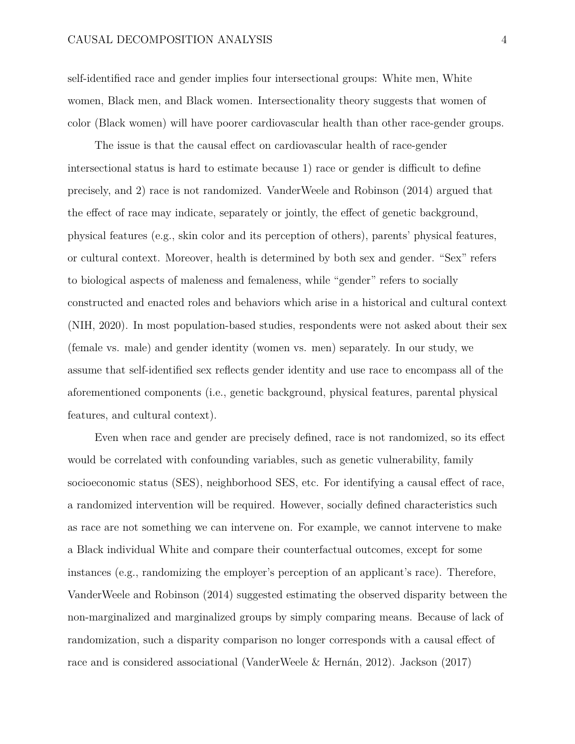self-identified race and gender implies four intersectional groups: White men, White women, Black men, and Black women. Intersectionality theory suggests that women of color (Black women) will have poorer cardiovascular health than other race-gender groups.

The issue is that the causal effect on cardiovascular health of race-gender intersectional status is hard to estimate because 1) race or gender is difficult to define precisely, and 2) race is not randomized. VanderWeele and Robinson (2014) argued that the effect of race may indicate, separately or jointly, the effect of genetic background, physical features (e.g., skin color and its perception of others), parents' physical features, or cultural context. Moreover, health is determined by both sex and gender. "Sex" refers to biological aspects of maleness and femaleness, while "gender" refers to socially constructed and enacted roles and behaviors which arise in a historical and cultural context (NIH, 2020). In most population-based studies, respondents were not asked about their sex (female vs. male) and gender identity (women vs. men) separately. In our study, we assume that self-identified sex reflects gender identity and use race to encompass all of the aforementioned components (i.e., genetic background, physical features, parental physical features, and cultural context).

Even when race and gender are precisely defined, race is not randomized, so its effect would be correlated with confounding variables, such as genetic vulnerability, family socioeconomic status (SES), neighborhood SES, etc. For identifying a causal effect of race, a randomized intervention will be required. However, socially defined characteristics such as race are not something we can intervene on. For example, we cannot intervene to make a Black individual White and compare their counterfactual outcomes, except for some instances (e.g., randomizing the employer's perception of an applicant's race). Therefore, VanderWeele and Robinson (2014) suggested estimating the observed disparity between the non-marginalized and marginalized groups by simply comparing means. Because of lack of randomization, such a disparity comparison no longer corresponds with a causal effect of race and is considered associational (VanderWeele & Hernán, 2012). Jackson (2017)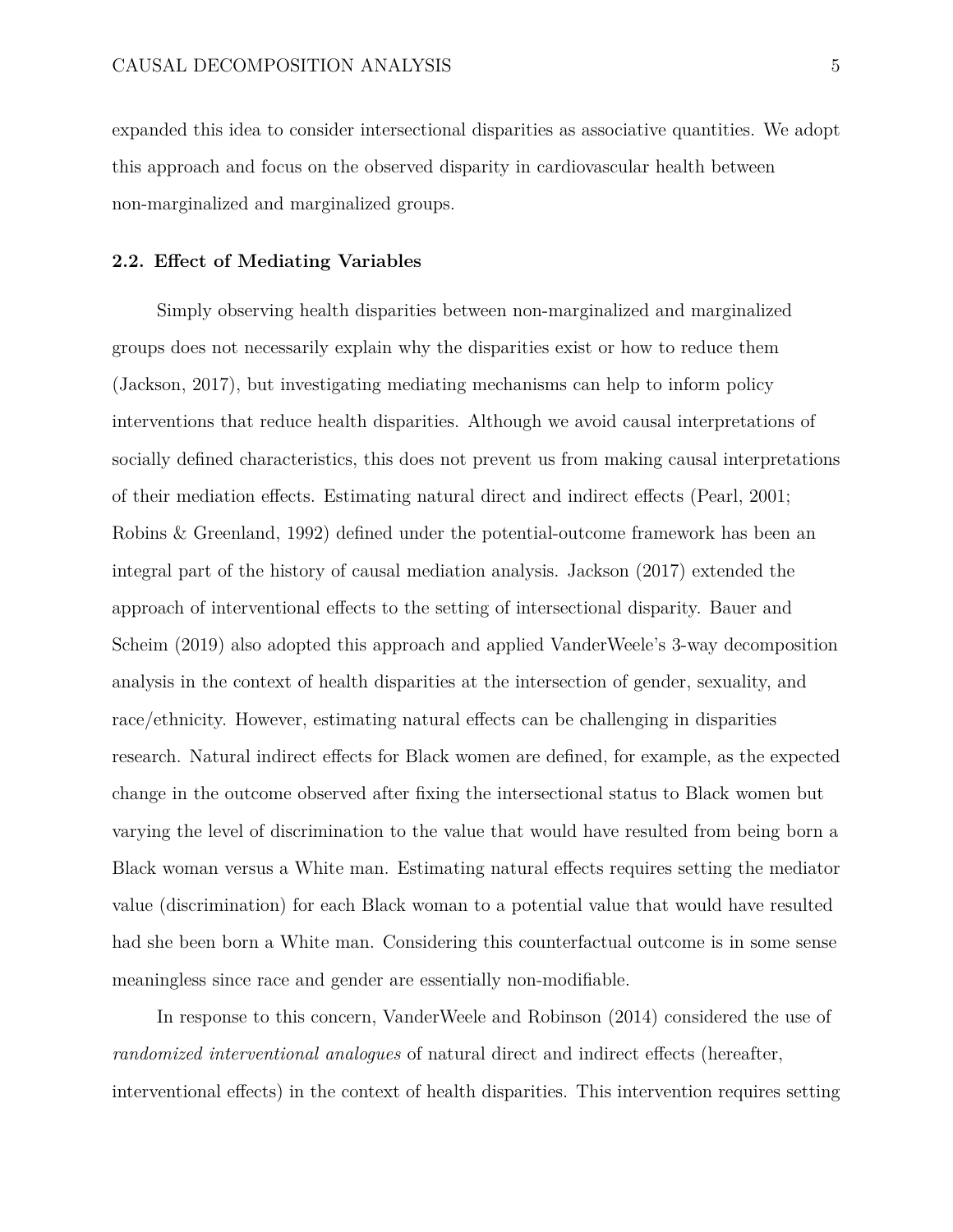expanded this idea to consider intersectional disparities as associative quantities. We adopt this approach and focus on the observed disparity in cardiovascular health between non-marginalized and marginalized groups.

### 2.2. Effect of Mediating Variables

Simply observing health disparities between non-marginalized and marginalized groups does not necessarily explain why the disparities exist or how to reduce them (Jackson, 2017), but investigating mediating mechanisms can help to inform policy interventions that reduce health disparities. Although we avoid causal interpretations of socially defined characteristics, this does not prevent us from making causal interpretations of their mediation effects. Estimating natural direct and indirect effects (Pearl, 2001; Robins & Greenland, 1992) defined under the potential-outcome framework has been an integral part of the history of causal mediation analysis. Jackson (2017) extended the approach of interventional effects to the setting of intersectional disparity. Bauer and Scheim (2019) also adopted this approach and applied VanderWeele's 3-way decomposition analysis in the context of health disparities at the intersection of gender, sexuality, and race/ethnicity. However, estimating natural effects can be challenging in disparities research. Natural indirect effects for Black women are defined, for example, as the expected change in the outcome observed after fixing the intersectional status to Black women but varying the level of discrimination to the value that would have resulted from being born a Black woman versus a White man. Estimating natural effects requires setting the mediator value (discrimination) for each Black woman to a potential value that would have resulted had she been born a White man. Considering this counterfactual outcome is in some sense meaningless since race and gender are essentially non-modifiable.

In response to this concern, VanderWeele and Robinson (2014) considered the use of *randomized interventional analogues* of natural direct and indirect effects (hereafter, interventional effects) in the context of health disparities. This intervention requires setting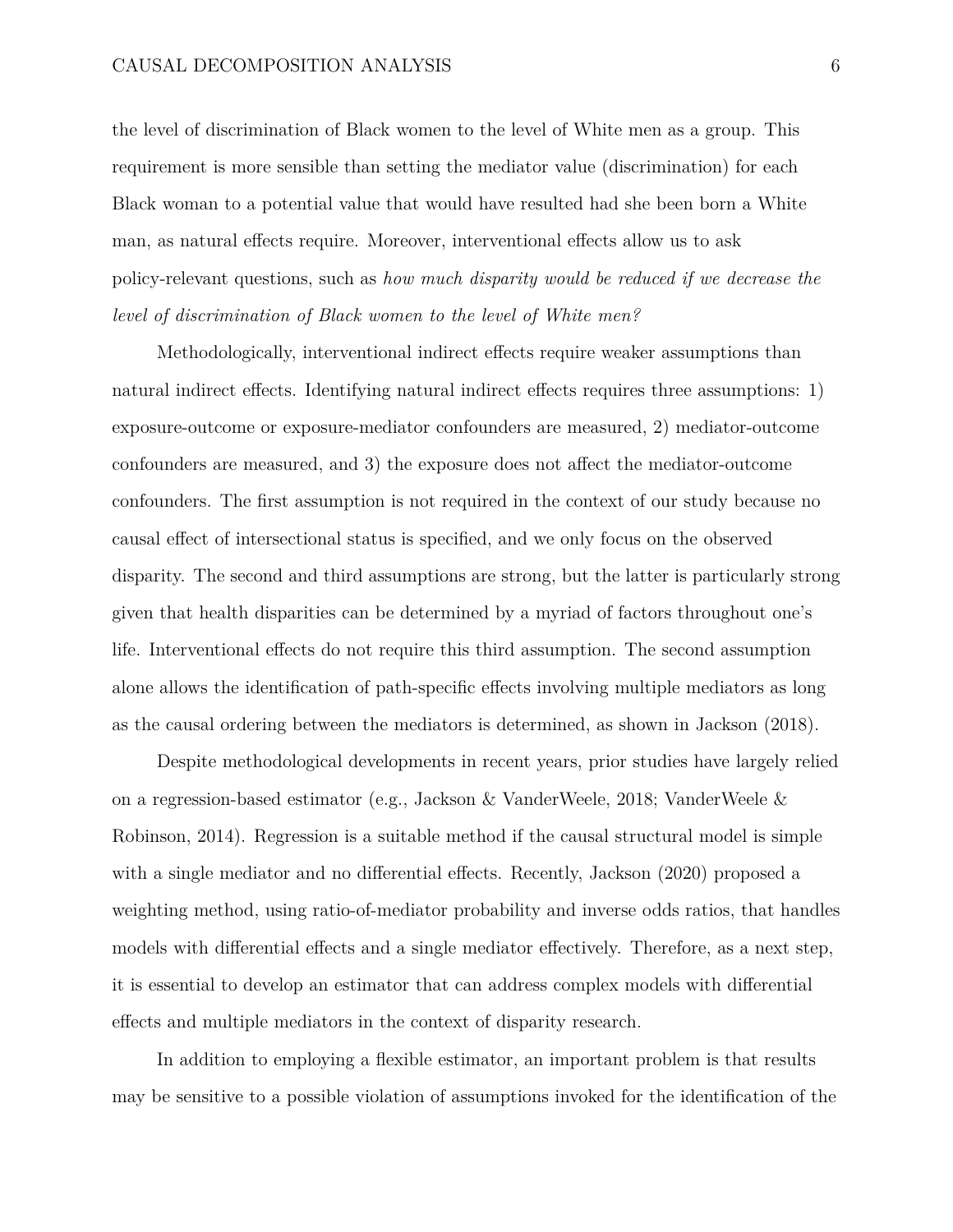the level of discrimination of Black women to the level of White men as a group. This requirement is more sensible than setting the mediator value (discrimination) for each Black woman to a potential value that would have resulted had she been born a White man, as natural effects require. Moreover, interventional effects allow us to ask policy-relevant questions, such as *how much disparity would be reduced if we decrease the level of discrimination of Black women to the level of White men?*

Methodologically, interventional indirect effects require weaker assumptions than natural indirect effects. Identifying natural indirect effects requires three assumptions: 1) exposure-outcome or exposure-mediator confounders are measured, 2) mediator-outcome confounders are measured, and 3) the exposure does not affect the mediator-outcome confounders. The first assumption is not required in the context of our study because no causal effect of intersectional status is specified, and we only focus on the observed disparity. The second and third assumptions are strong, but the latter is particularly strong given that health disparities can be determined by a myriad of factors throughout one's life. Interventional effects do not require this third assumption. The second assumption alone allows the identification of path-specific effects involving multiple mediators as long as the causal ordering between the mediators is determined, as shown in Jackson (2018).

Despite methodological developments in recent years, prior studies have largely relied on a regression-based estimator (e.g., Jackson & VanderWeele, 2018; VanderWeele & Robinson, 2014). Regression is a suitable method if the causal structural model is simple with a single mediator and no differential effects. Recently, Jackson (2020) proposed a weighting method, using ratio-of-mediator probability and inverse odds ratios, that handles models with differential effects and a single mediator effectively. Therefore, as a next step, it is essential to develop an estimator that can address complex models with differential effects and multiple mediators in the context of disparity research.

In addition to employing a flexible estimator, an important problem is that results may be sensitive to a possible violation of assumptions invoked for the identification of the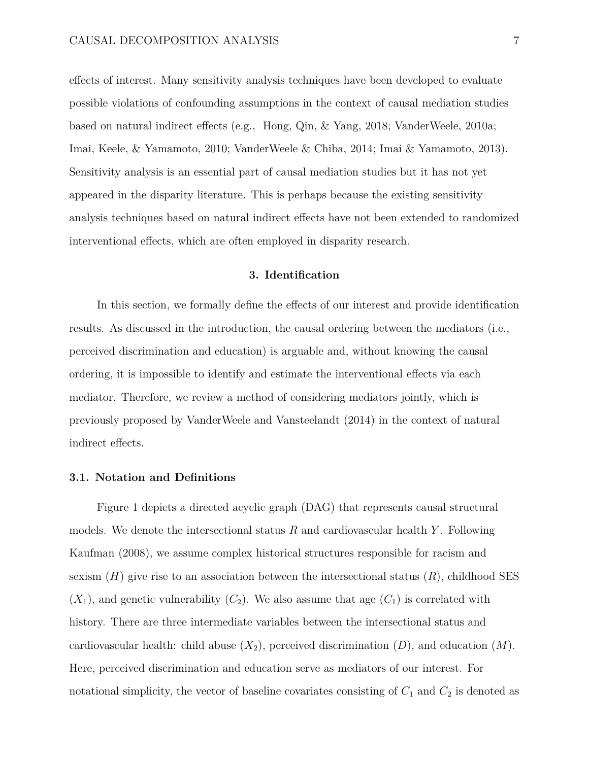effects of interest. Many sensitivity analysis techniques have been developed to evaluate possible violations of confounding assumptions in the context of causal mediation studies based on natural indirect effects (e.g., Hong, Qin, & Yang, 2018; VanderWeele, 2010a; Imai, Keele, & Yamamoto, 2010; VanderWeele & Chiba, 2014; Imai & Yamamoto, 2013). Sensitivity analysis is an essential part of causal mediation studies but it has not yet appeared in the disparity literature. This is perhaps because the existing sensitivity analysis techniques based on natural indirect effects have not been extended to randomized interventional effects, which are often employed in disparity research.

## 3. Identification

In this section, we formally define the effects of our interest and provide identification results. As discussed in the introduction, the causal ordering between the mediators (i.e., perceived discrimination and education) is arguable and, without knowing the causal ordering, it is impossible to identify and estimate the interventional effects via each mediator. Therefore, we review a method of considering mediators jointly, which is previously proposed by VanderWeele and Vansteelandt (2014) in the context of natural indirect effects.

### 3.1. Notation and Definitions

Figure 1 depicts a directed acyclic graph (DAG) that represents causal structural models. We denote the intersectional status $R$ and cardiovascular health $Y$. Following Kaufman (2008), we assume complex historical structures responsible for racism and sexism ($H$) give rise to an association between the intersectional status ($R$), childhood SES ($X_1$), and genetic vulnerability ($C_2$). We also assume that age ($C_1$) is correlated with history. There are three intermediate variables between the intersectional status and cardiovascular health: child abuse ($X_2$), perceived discrimination ($D$), and education ($M$). Here, perceived discrimination and education serve as mediators of our interest. For notational simplicity, the vector of baseline covariates consisting of $C_1$ and $C_2$ is denoted as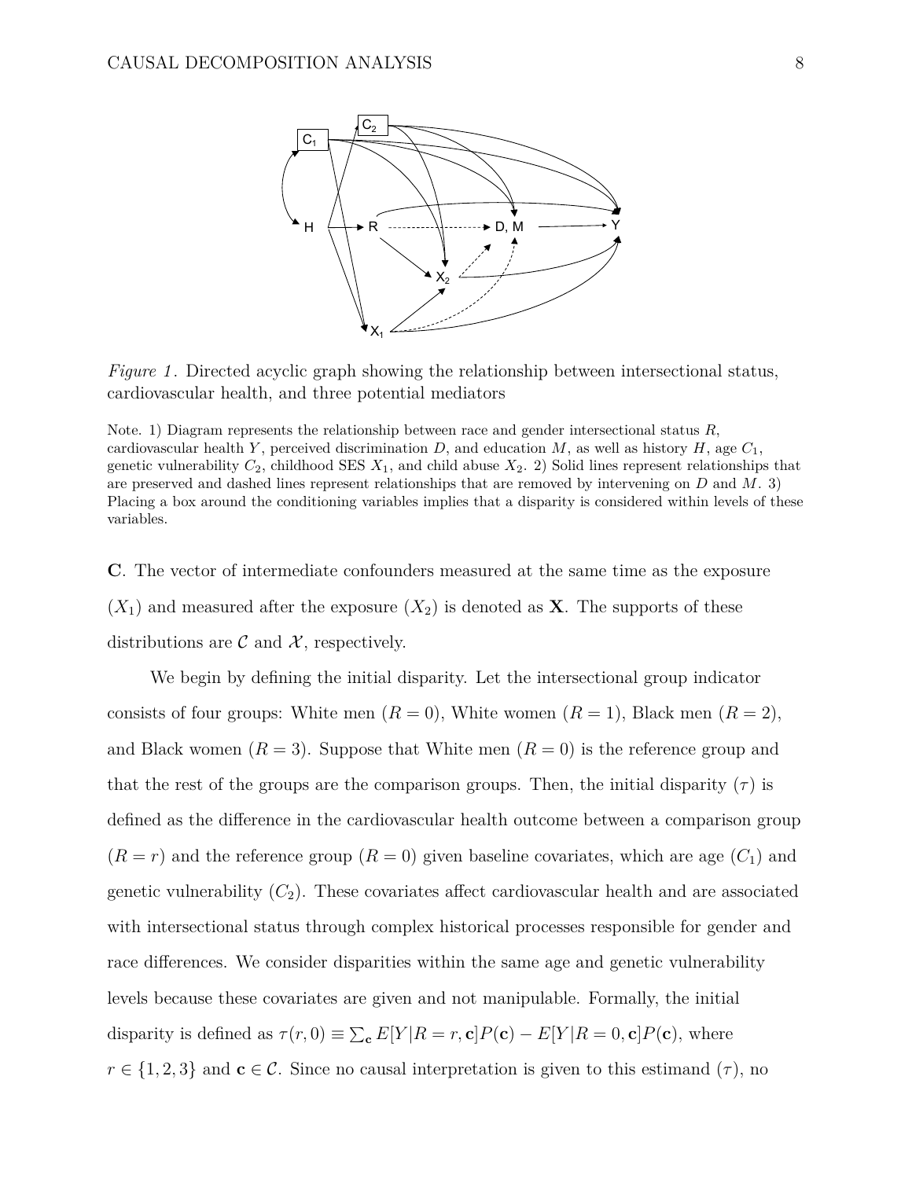*Figure 1*. Directed acyclic graph showing the relationship between intersectional status, cardiovascular health, and three potential mediators

Note. 1) Diagram represents the relationship between race and gender intersectional status $R$, cardiovascular health $Y$, perceived discrimination $D$, and education $M$, as well as history $H$, age $C_1$, genetic vulnerability $C_2$, childhood SES $X_1$, and child abuse $X_2$. 2) Solid lines represent relationships that are preserved and dashed lines represent relationships that are removed by intervening on $D$ and $M$. 3) Placing a box around the conditioning variables implies that a disparity is considered within levels of these variables.

**C**. The vector of intermediate confounders measured at the same time as the exposure ($X_1$) and measured after the exposure ($X_2$) is denoted as **X**. The supports of these distributions are $\mathcal{C}$ and $\mathcal{X}$, respectively.

We begin by defining the initial disparity. Let the intersectional group indicator consists of four groups: White men ($R = 0$), White women ($R = 1$), Black men ($R = 2$), and Black women ($R = 3$). Suppose that White men ($R = 0$) is the reference group and that the rest of the groups are the comparison groups. Then, the initial disparity ($\tau$) is defined as the difference in the cardiovascular health outcome between a comparison group ($R = r$) and the reference group ($R = 0$) given baseline covariates, which are age ($C_1$) and genetic vulnerability ($C_2$). These covariates affect cardiovascular health and are associated with intersectional status through complex historical processes responsible for gender and race differences. We consider disparities within the same age and genetic vulnerability levels because these covariates are given and not manipulable. Formally, the initial disparity is defined as $\tau(r, 0) \equiv \sum_{\mathbf{c}} E[Y|R = r, \mathbf{c}]P(\mathbf{c}) - E[Y|R = 0, \mathbf{c}]P(\mathbf{c})$, where $r \in \{1, 2, 3\}$ and $\mathbf{c} \in \mathcal{C}$. Since no causal interpretation is given to this estimand ($\tau$), no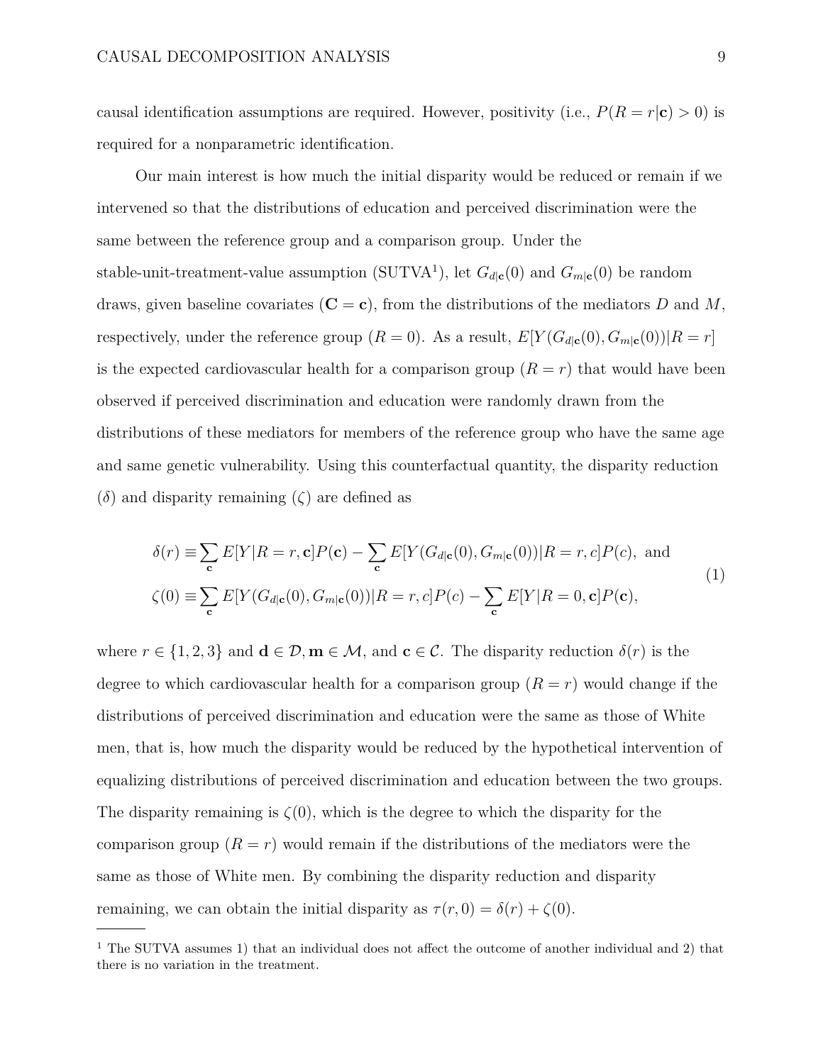causal identification assumptions are required. However, positivity (i.e., $P(R = r|\mathbf{c}) > 0$) is required for a nonparametric identification.

Our main interest is how much the initial disparity would be reduced or remain if we intervened so that the distributions of education and perceived discrimination were the same between the reference group and a comparison group. Under the stable-unit-treatment-value assumption (SUTVA[1]), let $G_{d|\mathbf{c}}(0)$ and $G_{m|\mathbf{c}}(0)$ be random draws, given baseline covariates ($\mathbf{C} = \mathbf{c}$), from the distributions of the mediators $D$ and $M$, respectively, under the reference group ($R = 0$). As a result, $E[Y(G_{d|\mathbf{c}}(0), G_{m|\mathbf{c}}(0))|R = r]$ is the expected cardiovascular health for a comparison group ($R = r$) that would have been observed if perceived discrimination and education were randomly drawn from the distributions of these mediators for members of the reference group who have the same age and same genetic vulnerability. Using this counterfactual quantity, the disparity reduction ($\delta$) and disparity remaining ($\zeta$) are defined as

$$
\begin{aligned}
\delta(r) &\equiv \sum_{\mathbf{c}} E[Y|R = r, \mathbf{c}]P(\mathbf{c}) - \sum_{\mathbf{c}} E[Y(G_{d|\mathbf{c}}(0), G_{m|\mathbf{c}}(0))|R = r, c]P(c), \text{ and} \\
\zeta(0) &\equiv \sum_{\mathbf{c}} E[Y(G_{d|\mathbf{c}}(0), G_{m|\mathbf{c}}(0))|R = r, c]P(c) - \sum_{\mathbf{c}} E[Y|R = 0, \mathbf{c}]P(\mathbf{c}),
\end{aligned}
\tag{1}
$$

where $r \in \{1, 2, 3\}$ and $\mathbf{d} \in \mathcal{D}, \mathbf{m} \in \mathcal{M}$, and $\mathbf{c} \in \mathcal{C}$. The disparity reduction $\delta(r)$ is the degree to which cardiovascular health for a comparison group ($R = r$) would change if the distributions of perceived discrimination and education were the same as those of White men, that is, how much the disparity would be reduced by the hypothetical intervention of equalizing distributions of perceived discrimination and education between the two groups. The disparity remaining is $\zeta(0)$, which is the degree to which the disparity for the comparison group ($R = r$) would remain if the distributions of the mediators were the same as those of White men. By combining the disparity reduction and disparity remaining, we can obtain the initial disparity as $\tau(r, 0) = \delta(r) + \zeta(0)$.

---

[1] The SUTVA assumes 1) that an individual does not affect the outcome of another individual and 2) that there is no variation in the treatment.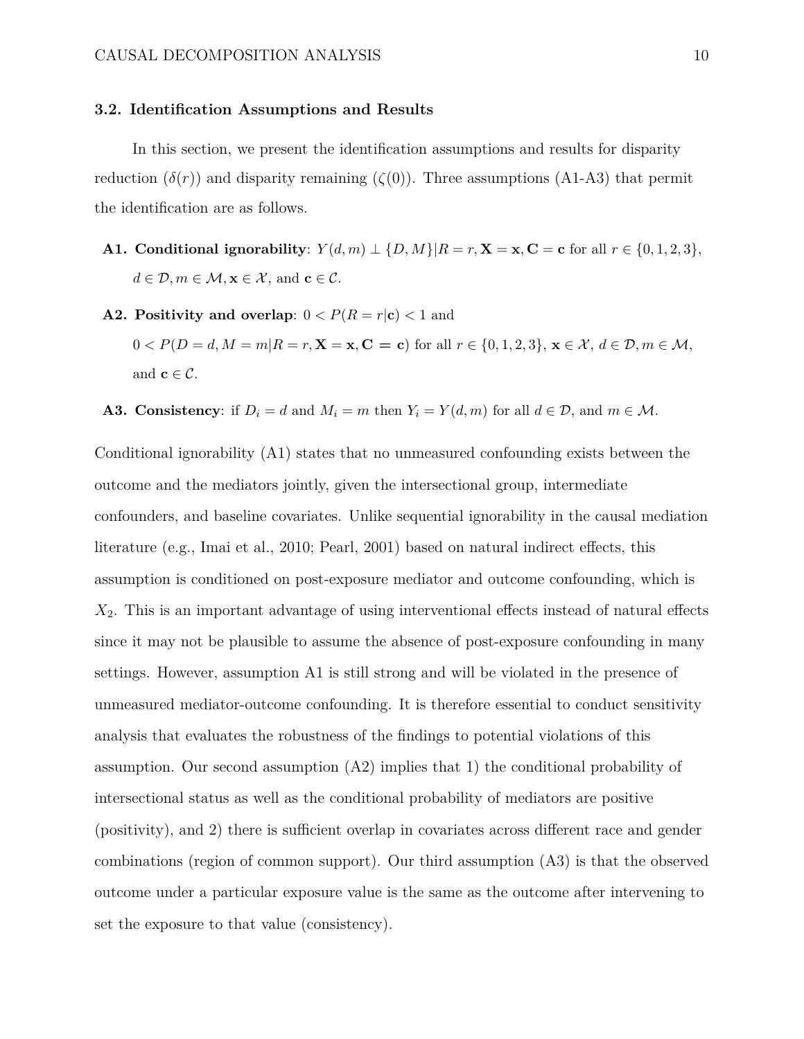### 3.2. Identification Assumptions and Results

In this section, we present the identification assumptions and results for disparity reduction ($\delta(r)$) and disparity remaining ($\zeta(0)$). Three assumptions (A1-A3) that permit the identification are as follows.

- **A1. Conditional ignorability**: $Y(d,m) \perp \{D,M\}|R=r,\mathbf{X}=\mathbf{x},\mathbf{C}=\mathbf{c}$ for all $r \in \{0,1,2,3\}$, $d \in \mathcal{D}, m \in \mathcal{M}, \mathbf{x} \in \mathcal{X}$, and $\mathbf{c} \in \mathcal{C}$.
- **A2. Positivity and overlap**: $0 < P(R=r|\mathbf{c}) < 1$ and $0 < P(D=d, M=m|R=r,\mathbf{X}=\mathbf{x},\mathbf{C}=\mathbf{c})$ for all $r \in \{0,1,2,3\}$, $\mathbf{x} \in \mathcal{X}$, $d \in \mathcal{D}, m \in \mathcal{M}$, and $\mathbf{c} \in \mathcal{C}$.
- **A3. Consistency**: if $D_i = d$ and $M_i = m$ then $Y_i = Y(d,m)$ for all $d \in \mathcal{D}$, and $m \in \mathcal{M}$.

Conditional ignorability (A1) states that no unmeasured confounding exists between the outcome and the mediators jointly, given the intersectional group, intermediate confounders, and baseline covariates. Unlike sequential ignorability in the causal mediation literature (e.g., Imai et al., 2010; Pearl, 2001) based on natural indirect effects, this assumption is conditioned on post-exposure mediator and outcome confounding, which is $X_2$. This is an important advantage of using interventional effects instead of natural effects since it may not be plausible to assume the absence of post-exposure confounding in many settings. However, assumption A1 is still strong and will be violated in the presence of unmeasured mediator-outcome confounding. It is therefore essential to conduct sensitivity analysis that evaluates the robustness of the findings to potential violations of this assumption. Our second assumption (A2) implies that 1) the conditional probability of intersectional status as well as the conditional probability of mediators are positive (positivity), and 2) there is sufficient overlap in covariates across different race and gender combinations (region of common support). Our third assumption (A3) is that the observed outcome under a particular exposure value is the same as the outcome after intervening to set the exposure to that value (consistency).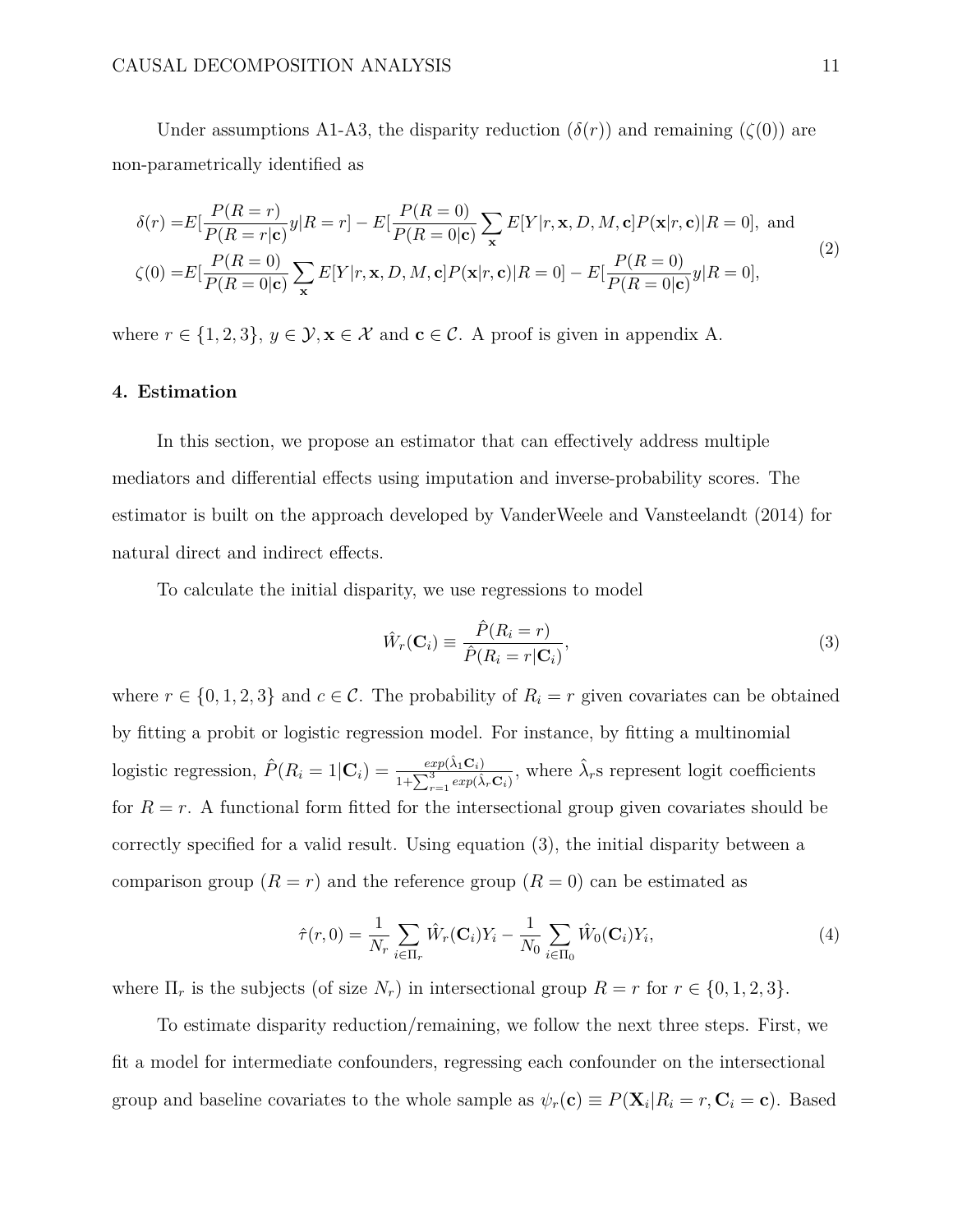Under assumptions A1-A3, the disparity reduction ($\delta(r)$) and remaining ($\zeta(0)$) are non-parametrically identified as

$$
\begin{aligned}
\delta(r) =& E[\frac{P(R=r)}{P(R=r|\mathbf{c})}y|R=r] - E[\frac{P(R=0)}{P(R=0|\mathbf{c})}\sum_{\mathbf{x}} E[Y|r,\mathbf{x},D,M,\mathbf{c}]P(\mathbf{x}|r,\mathbf{c})|R=0], \text{ and} \\
\zeta(0) =& E[\frac{P(R=0)}{P(R=0|\mathbf{c})}\sum_{\mathbf{x}} E[Y|r,\mathbf{x},D,M,\mathbf{c}]P(\mathbf{x}|r,\mathbf{c})|R=0] - E[\frac{P(R=0)}{P(R=0|\mathbf{c})}y|R=0],
\end{aligned}
\tag{2}
$$

where $r \in \{1,2,3\}$, $y \in \mathcal{Y}, \mathbf{x} \in \mathcal{X}$ and $\mathbf{c} \in \mathcal{C}$. A proof is given in appendix A.

## 4. Estimation

In this section, we propose an estimator that can effectively address multiple mediators and differential effects using imputation and inverse-probability scores. The estimator is built on the approach developed by VanderWeele and Vansteelandt (2014) for natural direct and indirect effects.

To calculate the initial disparity, we use regressions to model

$$
\hat{W}_r(\mathbf{C}_i) \equiv \frac{\hat{P}(R_i = r)}{\hat{P}(R_i = r|\mathbf{C}_i)},
\tag{3}
$$

where $r \in \{0,1,2,3\}$ and $c \in \mathcal{C}$. The probability of $R_i = r$ given covariates can be obtained by fitting a probit or logistic regression model. For instance, by fitting a multinomial logistic regression, $\hat{P}(R_i = 1|\mathbf{C}_i) = \frac{exp(\hat{\lambda}_1\mathbf{C}_i)}{1+\sum_{r=1}^{3} exp(\hat{\lambda}_r\mathbf{C}_i)}$, where $\hat{\lambda}_r$s represent logit coefficients for $R = r$. A functional form fitted for the intersectional group given covariates should be correctly specified for a valid result. Using equation (3), the initial disparity between a comparison group ($R = r$) and the reference group ($R = 0$) can be estimated as

$$
\hat{\tau}(r,0) = \frac{1}{N_r}\sum_{i\in\Pi_r} \hat{W}_r(\mathbf{C}_i)Y_i - \frac{1}{N_0}\sum_{i\in\Pi_0} \hat{W}_0(\mathbf{C}_i)Y_i,
\tag{4}
$$

where $\Pi_r$ is the subjects (of size $N_r$) in intersectional group $R = r$ for $r \in \{0,1,2,3\}$.

To estimate disparity reduction/remaining, we follow the next three steps. First, we fit a model for intermediate confounders, regressing each confounder on the intersectional group and baseline covariates to the whole sample as $\psi_r(\mathbf{c}) \equiv P(\mathbf{X}_i|R_i = r, \mathbf{C}_i = \mathbf{c})$. Based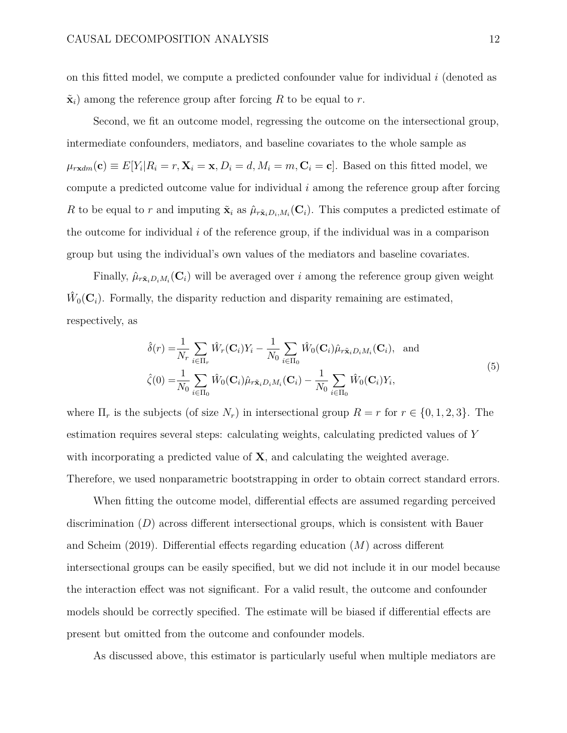on this fitted model, we compute a predicted confounder value for individual $i$ (denoted as $\tilde{\mathbf{x}}_i$) among the reference group after forcing $R$ to be equal to $r$.

Second, we fit an outcome model, regressing the outcome on the intersectional group, intermediate confounders, mediators, and baseline covariates to the whole sample as $\mu_{r\mathbf{x}dm}(\mathbf{c}) \equiv E[Y_i|R_i = r, \mathbf{X}_i = \mathbf{x}, D_i = d, M_i = m, \mathbf{C}_i = \mathbf{c}]$. Based on this fitted model, we compute a predicted outcome value for individual $i$ among the reference group after forcing $R$ to be equal to $r$ and imputing $\tilde{\mathbf{x}}_i$ as $\hat{\mu}_{r\tilde{\mathbf{x}}_i D_i, M_i}(\mathbf{C}_i)$. This computes a predicted estimate of the outcome for individual $i$ of the reference group, if the individual was in a comparison group but using the individual's own values of the mediators and baseline covariates.

Finally, $\hat{\mu}_{r\tilde{\mathbf{x}}_i D_i M_i}(\mathbf{C}_i)$ will be averaged over $i$ among the reference group given weight $\hat{W}_0(\mathbf{C}_i)$. Formally, the disparity reduction and disparity remaining are estimated, respectively, as

$$
\begin{aligned}
\hat{\delta}(r) =& \frac{1}{N_r} \sum_{i \in \Pi_r} \hat{W}_r(\mathbf{C}_i) Y_i - \frac{1}{N_0} \sum_{i \in \Pi_0} \hat{W}_0(\mathbf{C}_i) \hat{\mu}_{r\tilde{\mathbf{x}}_i D_i M_i}(\mathbf{C}_i), \quad \text{and} \\
\hat{\zeta}(0) =& \frac{1}{N_0} \sum_{i \in \Pi_0} \hat{W}_0(\mathbf{C}_i) \hat{\mu}_{r\tilde{\mathbf{x}}_i D_i M_i}(\mathbf{C}_i) - \frac{1}{N_0} \sum_{i \in \Pi_0} \hat{W}_0(\mathbf{C}_i) Y_i,
\end{aligned}
\tag{5}
$$

where $\Pi_r$ is the subjects (of size $N_r$) in intersectional group $R = r$ for $r \in \{0, 1, 2, 3\}$. The estimation requires several steps: calculating weights, calculating predicted values of $Y$ with incorporating a predicted value of $\mathbf{X}$, and calculating the weighted average. Therefore, we used nonparametric bootstrapping in order to obtain correct standard errors.

When fitting the outcome model, differential effects are assumed regarding perceived discrimination ($D$) across different intersectional groups, which is consistent with Bauer and Scheim (2019). Differential effects regarding education ($M$) across different intersectional groups can be easily specified, but we did not include it in our model because the interaction effect was not significant. For a valid result, the outcome and confounder models should be correctly specified. The estimate will be biased if differential effects are present but omitted from the outcome and confounder models.

As discussed above, this estimator is particularly useful when multiple mediators are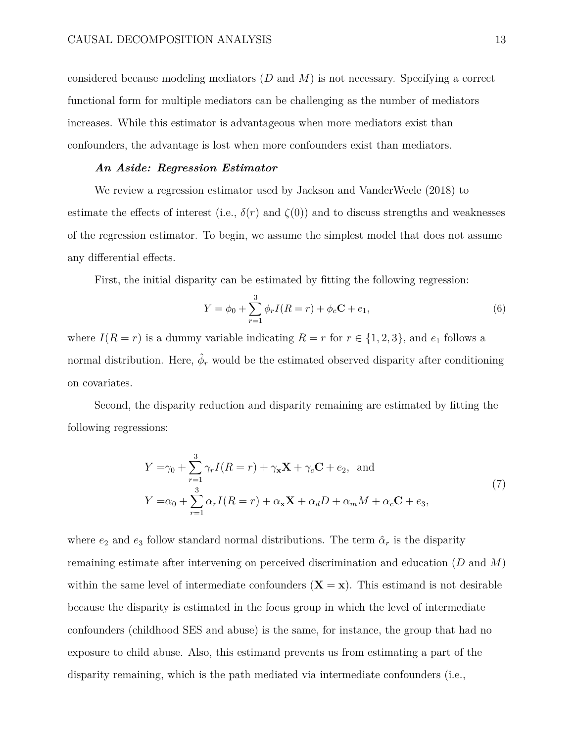considered because modeling mediators ($D$ and $M$) is not necessary. Specifying a correct functional form for multiple mediators can be challenging as the number of mediators increases. While this estimator is advantageous when more mediators exist than confounders, the advantage is lost when more confounders exist than mediators.

#### *An Aside: Regression Estimator*

We review a regression estimator used by Jackson and VanderWeele (2018) to estimate the effects of interest (i.e., $\delta(r)$ and $\zeta(0)$) and to discuss strengths and weaknesses of the regression estimator. To begin, we assume the simplest model that does not assume any differential effects.

First, the initial disparity can be estimated by fitting the following regression:

$$Y = \phi_0 + \sum_{r=1}^{3} \phi_r I(R = r) + \phi_c \mathbf{C} + e_1, \tag{6}$$

where $I(R = r)$ is a dummy variable indicating $R = r$ for $r \in \{1, 2, 3\}$, and $e_1$ follows a normal distribution. Here, $\hat{\phi}_r$ would be the estimated observed disparity after conditioning on covariates.

Second, the disparity reduction and disparity remaining are estimated by fitting the following regressions:

$$\begin{aligned} Y =& \gamma_0 + \sum_{r=1}^{3} \gamma_r I(R = r) + \gamma_{\mathbf{x}} \mathbf{X} + \gamma_c \mathbf{C} + e_2, \text{ and} \\ Y =& \alpha_0 + \sum_{r=1}^{3} \alpha_r I(R = r) + \alpha_{\mathbf{x}} \mathbf{X} + \alpha_d D + \alpha_m M + \alpha_c \mathbf{C} + e_3, \end{aligned} \tag{7}$$

where $e_2$ and $e_3$ follow standard normal distributions. The term $\hat{\alpha}_r$ is the disparity remaining estimate after intervening on perceived discrimination and education ($D$ and $M$) within the same level of intermediate confounders ($\mathbf{X} = \mathbf{x}$). This estimand is not desirable because the disparity is estimated in the focus group in which the level of intermediate confounders (childhood SES and abuse) is the same, for instance, the group that had no exposure to child abuse. Also, this estimand prevents us from estimating a part of the disparity remaining, which is the path mediated via intermediate confounders (i.e.,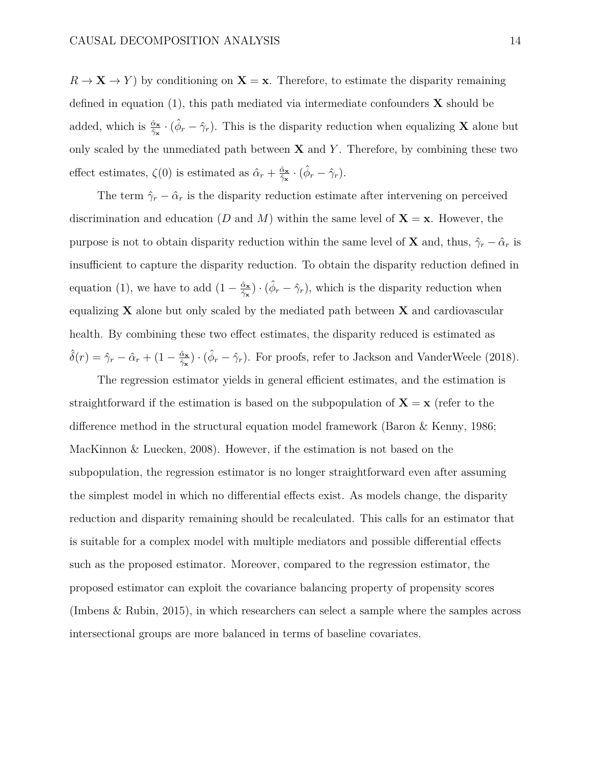$R \to \mathbf{X} \to Y$) by conditioning on $\mathbf{X} = \mathbf{x}$. Therefore, to estimate the disparity remaining defined in equation (1), this path mediated via intermediate confounders $\mathbf{X}$ should be added, which is $\frac{\hat{\alpha}_{\mathbf{x}}}{\hat{\gamma}_{\mathbf{x}}} \cdot (\hat{\phi}_r - \hat{\gamma}_r)$. This is the disparity reduction when equalizing $\mathbf{X}$ alone but only scaled by the unmediated path between $\mathbf{X}$ and $Y$. Therefore, by combining these two effect estimates, $\zeta(0)$ is estimated as $\hat{\alpha}_r + \frac{\hat{\alpha}_{\mathbf{x}}}{\hat{\gamma}_{\mathbf{x}}} \cdot (\hat{\phi}_r - \hat{\gamma}_r)$.

The term $\hat{\gamma}_r - \hat{\alpha}_r$ is the disparity reduction estimate after intervening on perceived discrimination and education ($D$ and $M$) within the same level of $\mathbf{X} = \mathbf{x}$. However, the purpose is not to obtain disparity reduction within the same level of $\mathbf{X}$ and, thus, $\hat{\gamma}_r - \hat{\alpha}_r$ is insufficient to capture the disparity reduction. To obtain the disparity reduction defined in equation (1), we have to add $(1 - \frac{\hat{\alpha}_{\mathbf{x}}}{\hat{\gamma}_{\mathbf{x}}}) \cdot (\hat{\phi}_r - \hat{\gamma}_r)$, which is the disparity reduction when equalizing $\mathbf{X}$ alone but only scaled by the mediated path between $\mathbf{X}$ and cardiovascular health. By combining these two effect estimates, the disparity reduced is estimated as $\hat{\delta}(r) = \hat{\gamma}_r - \hat{\alpha}_r + (1 - \frac{\hat{\alpha}_{\mathbf{x}}}{\hat{\gamma}_{\mathbf{x}}}) \cdot (\hat{\phi}_r - \hat{\gamma}_r)$. For proofs, refer to Jackson and VanderWeele (2018).

The regression estimator yields in general efficient estimates, and the estimation is straightforward if the estimation is based on the subpopulation of $\mathbf{X} = \mathbf{x}$ (refer to the difference method in the structural equation model framework (Baron & Kenny, 1986; MacKinnon & Luecken, 2008). However, if the estimation is not based on the subpopulation, the regression estimator is no longer straightforward even after assuming the simplest model in which no differential effects exist. As models change, the disparity reduction and disparity remaining should be recalculated. This calls for an estimator that is suitable for a complex model with multiple mediators and possible differential effects such as the proposed estimator. Moreover, compared to the regression estimator, the proposed estimator can exploit the covariance balancing property of propensity scores (Imbens & Rubin, 2015), in which researchers can select a sample where the samples across intersectional groups are more balanced in terms of baseline covariates.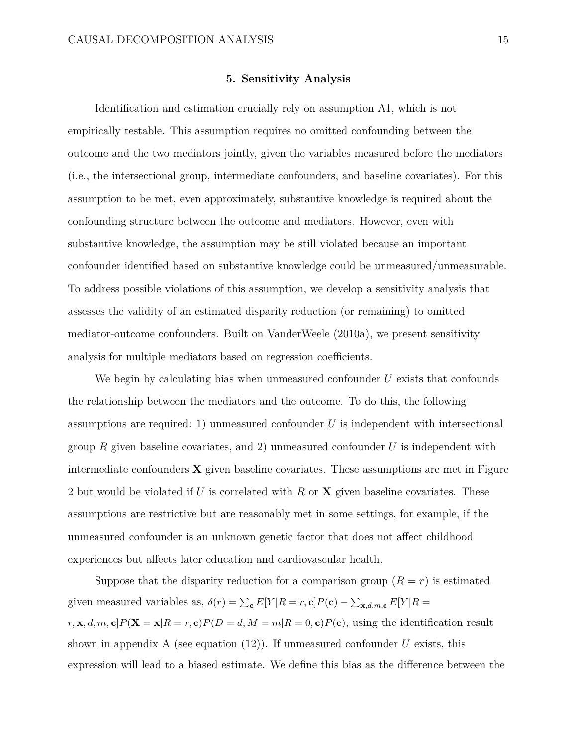## 5. Sensitivity Analysis

Identification and estimation crucially rely on assumption A1, which is not empirically testable. This assumption requires no omitted confounding between the outcome and the two mediators jointly, given the variables measured before the mediators (i.e., the intersectional group, intermediate confounders, and baseline covariates). For this assumption to be met, even approximately, substantive knowledge is required about the confounding structure between the outcome and mediators. However, even with substantive knowledge, the assumption may be still violated because an important confounder identified based on substantive knowledge could be unmeasured/unmeasurable. To address possible violations of this assumption, we develop a sensitivity analysis that assesses the validity of an estimated disparity reduction (or remaining) to omitted mediator-outcome confounders. Built on VanderWeele (2010a), we present sensitivity analysis for multiple mediators based on regression coefficients.

We begin by calculating bias when unmeasured confounder $U$ exists that confounds the relationship between the mediators and the outcome. To do this, the following assumptions are required: 1) unmeasured confounder $U$ is independent with intersectional group $R$ given baseline covariates, and 2) unmeasured confounder $U$ is independent with intermediate confounders $\mathbf{X}$ given baseline covariates. These assumptions are met in Figure 2 but would be violated if $U$ is correlated with $R$ or $\mathbf{X}$ given baseline covariates. These assumptions are restrictive but are reasonably met in some settings, for example, if the unmeasured confounder is an unknown genetic factor that does not affect childhood experiences but affects later education and cardiovascular health.

Suppose that the disparity reduction for a comparison group ($R = r$) is estimated given measured variables as, $\delta(r) = \sum_{\mathbf{c}} E[Y|R = r, \mathbf{c}]P(\mathbf{c}) - \sum_{\mathbf{x},d,m,\mathbf{c}} E[Y|R = r, \mathbf{x}, d, m, \mathbf{c}]P(\mathbf{X} = \mathbf{x}|R = r, \mathbf{c})P(D = d, M = m|R = 0, \mathbf{c})P(\mathbf{c})$, using the identification result shown in appendix A (see equation (12)). If unmeasured confounder $U$ exists, this expression will lead to a biased estimate. We define this bias as the difference between the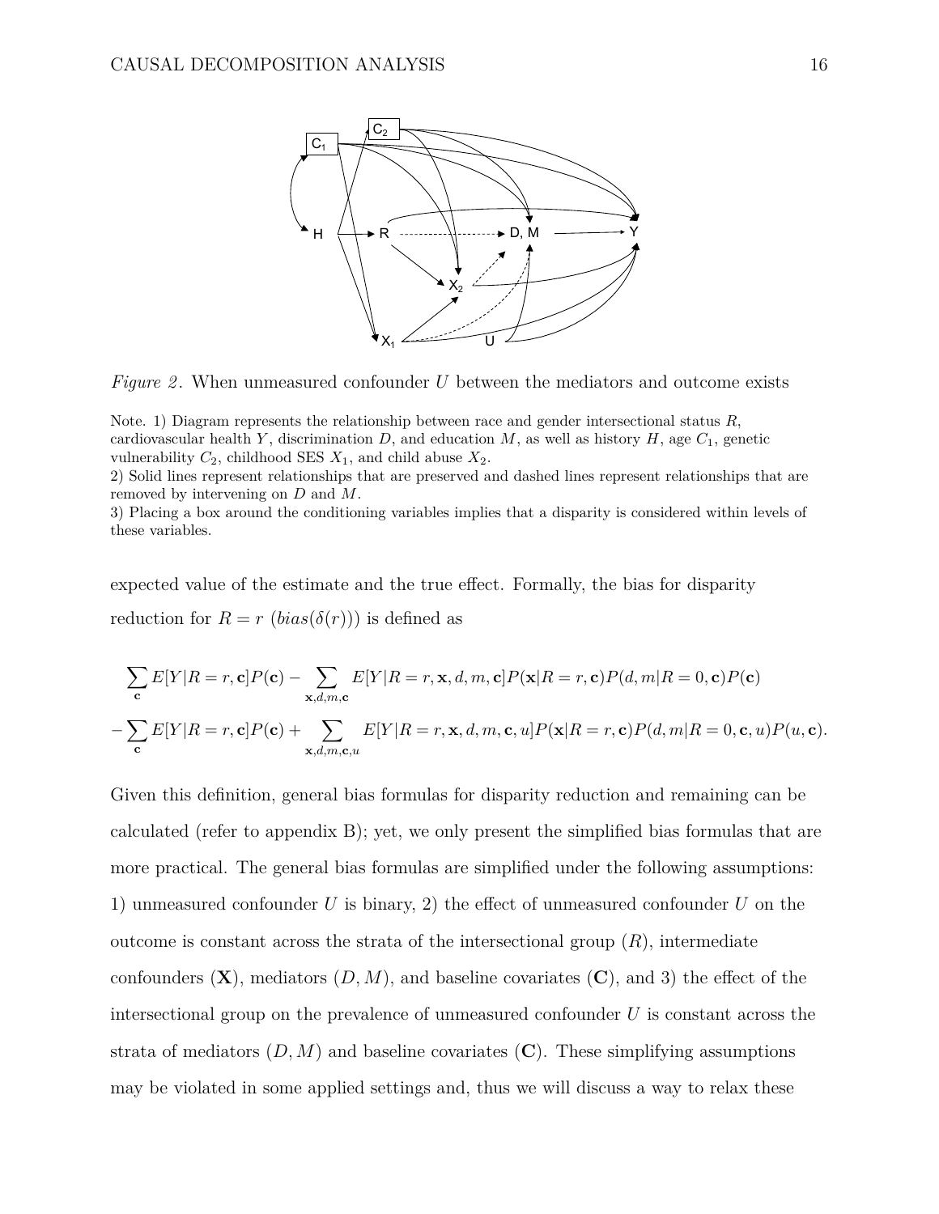*Figure 2*. When unmeasured confounder $U$ between the mediators and outcome exists

Note. 1) Diagram represents the relationship between race and gender intersectional status $R$, cardiovascular health $Y$, discrimination $D$, and education $M$, as well as history $H$, age $C_1$, genetic vulnerability $C_2$, childhood SES $X_1$, and child abuse $X_2$.
2) Solid lines represent relationships that are preserved and dashed lines represent relationships that are removed by intervening on $D$ and $M$.
3) Placing a box around the conditioning variables implies that a disparity is considered within levels of these variables.

expected value of the estimate and the true effect. Formally, the bias for disparity reduction for $R = r$ ($bias(\delta(r))$) is defined as

$$\sum_{\mathbf{c}} E[Y|R=r,\mathbf{c}]P(\mathbf{c}) - \sum_{\mathbf{x},d,m,\mathbf{c}} E[Y|R=r,\mathbf{x},d,m,\mathbf{c}]P(\mathbf{x}|R=r,\mathbf{c})P(d,m|R=0,\mathbf{c})P(\mathbf{c})$$

$$-\sum_{\mathbf{c}} E[Y|R=r,\mathbf{c}]P(\mathbf{c}) + \sum_{\mathbf{x},d,m,\mathbf{c},u} E[Y|R=r,\mathbf{x},d,m,\mathbf{c},u]P(\mathbf{x}|R=r,\mathbf{c})P(d,m|R=0,\mathbf{c},u)P(u,\mathbf{c}).$$

Given this definition, general bias formulas for disparity reduction and remaining can be calculated (refer to appendix B); yet, we only present the simplified bias formulas that are more practical. The general bias formulas are simplified under the following assumptions: 1) unmeasured confounder $U$ is binary, 2) the effect of unmeasured confounder $U$ on the outcome is constant across the strata of the intersectional group ($R$), intermediate confounders ($\mathbf{X}$), mediators ($D, M$), and baseline covariates ($\mathbf{C}$), and 3) the effect of the intersectional group on the prevalence of unmeasured confounder $U$ is constant across the strata of mediators ($D, M$) and baseline covariates ($\mathbf{C}$). These simplifying assumptions may be violated in some applied settings and, thus we will discuss a way to relax these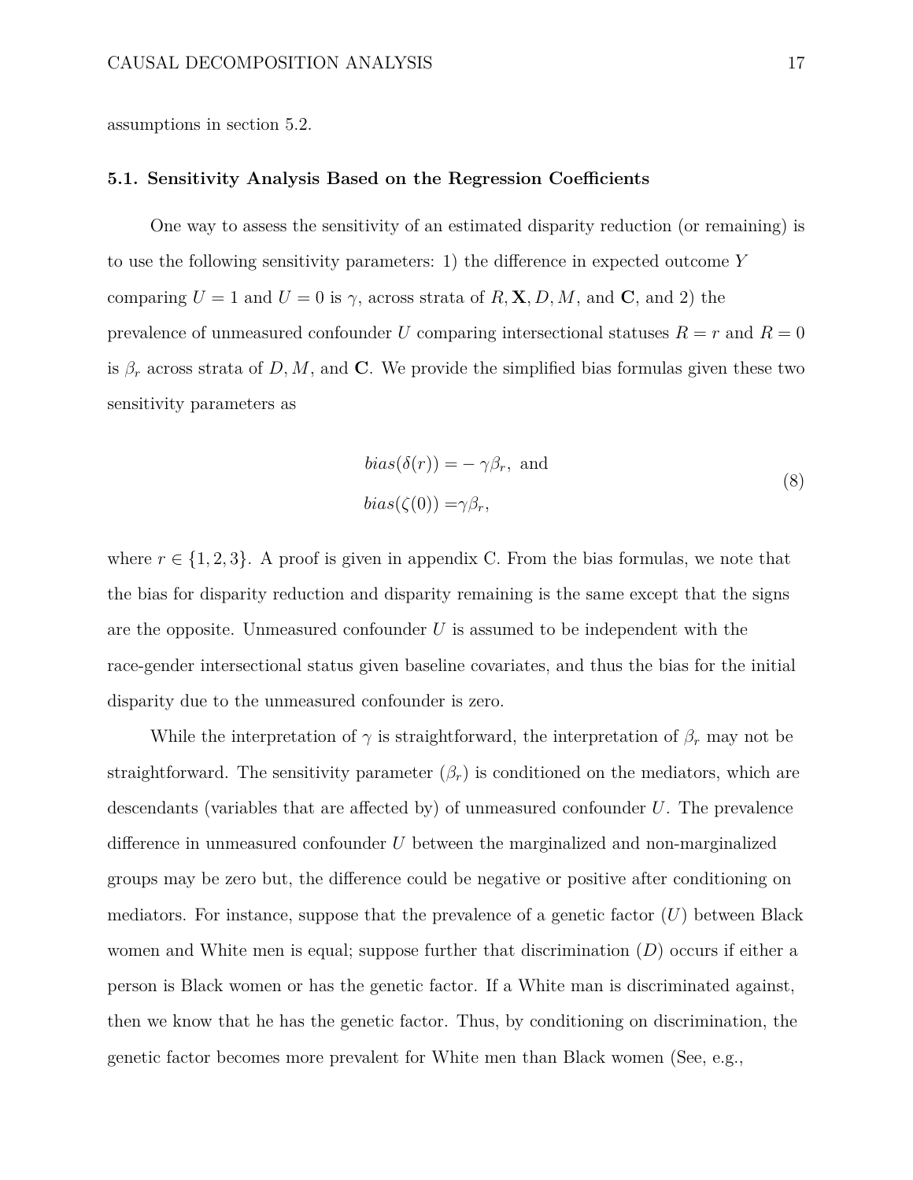assumptions in section 5.2.

### 5.1. Sensitivity Analysis Based on the Regression Coefficients

One way to assess the sensitivity of an estimated disparity reduction (or remaining) is to use the following sensitivity parameters: 1) the difference in expected outcome $Y$ comparing $U = 1$ and $U = 0$ is $\gamma$, across strata of $R, \mathbf{X}, D, M$, and $\mathbf{C}$, and 2) the prevalence of unmeasured confounder $U$ comparing intersectional statuses $R = r$ and $R = 0$ is $\beta_r$ across strata of $D, M$, and $\mathbf{C}$. We provide the simplified bias formulas given these two sensitivity parameters as

$$
\begin{aligned}
bias(\delta(r)) &= -\gamma\beta_r, \text{ and} \\
bias(\zeta(0)) &= \gamma\beta_r,
\end{aligned}
\tag{8}
$$

where $r \in \{1, 2, 3\}$. A proof is given in appendix C. From the bias formulas, we note that the bias for disparity reduction and disparity remaining is the same except that the signs are the opposite. Unmeasured confounder $U$ is assumed to be independent with the race-gender intersectional status given baseline covariates, and thus the bias for the initial disparity due to the unmeasured confounder is zero.

While the interpretation of $\gamma$ is straightforward, the interpretation of $\beta_r$ may not be straightforward. The sensitivity parameter ($\beta_r$) is conditioned on the mediators, which are descendants (variables that are affected by) of unmeasured confounder $U$. The prevalence difference in unmeasured confounder $U$ between the marginalized and non-marginalized groups may be zero but, the difference could be negative or positive after conditioning on mediators. For instance, suppose that the prevalence of a genetic factor ($U$) between Black women and White men is equal; suppose further that discrimination ($D$) occurs if either a person is Black women or has the genetic factor. If a White man is discriminated against, then we know that he has the genetic factor. Thus, by conditioning on discrimination, the genetic factor becomes more prevalent for White men than Black women (See, e.g.,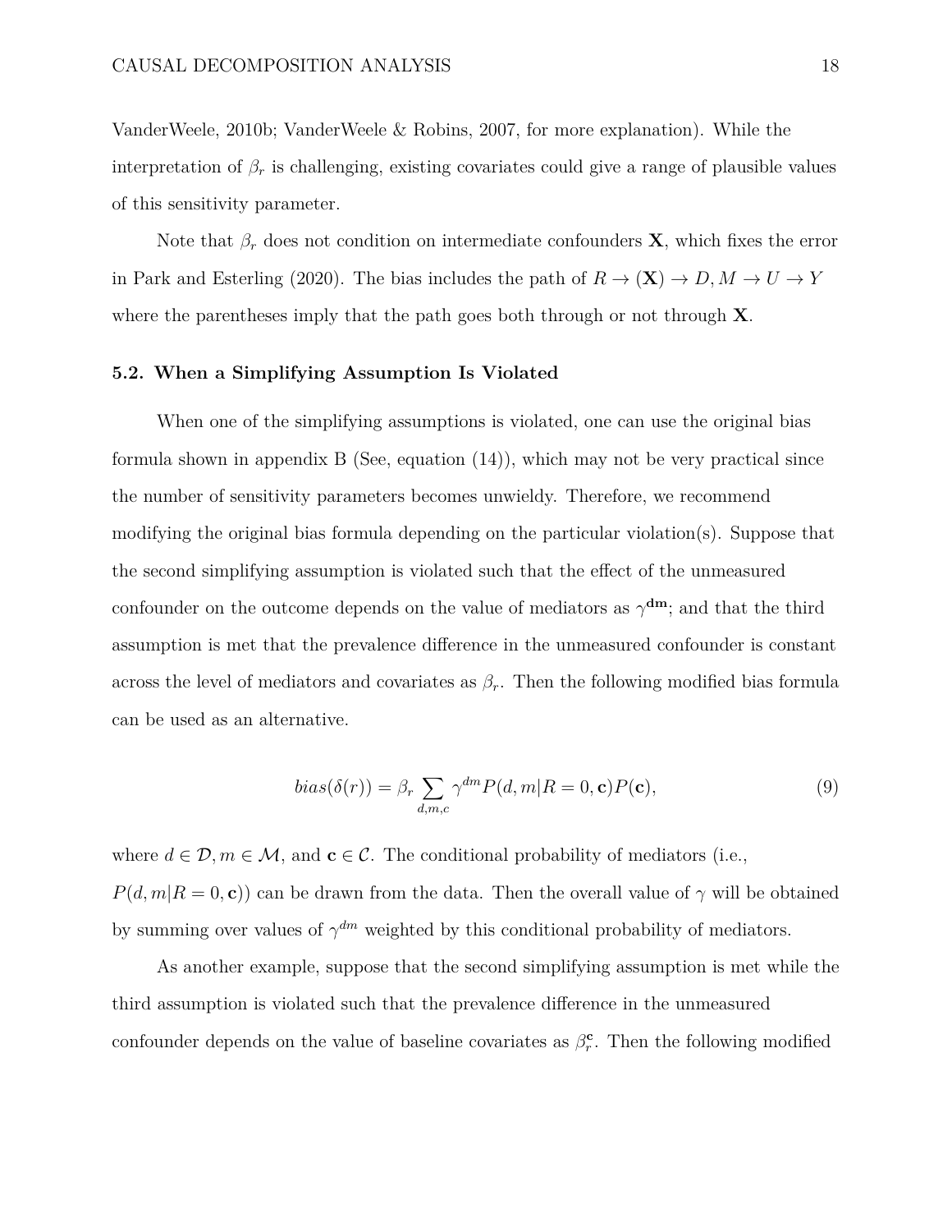VanderWeele, 2010b; VanderWeele & Robins, 2007, for more explanation). While the interpretation of $\beta_r$ is challenging, existing covariates could give a range of plausible values of this sensitivity parameter.

Note that $\beta_r$ does not condition on intermediate confounders $\mathbf{X}$, which fixes the error in Park and Esterling (2020). The bias includes the path of $R \rightarrow (\mathbf{X}) \rightarrow D, M \rightarrow U \rightarrow Y$ where the parentheses imply that the path goes both through or not through $\mathbf{X}$.

### 5.2. When a Simplifying Assumption Is Violated

When one of the simplifying assumptions is violated, one can use the original bias formula shown in appendix B (See, equation (14)), which may not be very practical since the number of sensitivity parameters becomes unwieldy. Therefore, we recommend modifying the original bias formula depending on the particular violation(s). Suppose that the second simplifying assumption is violated such that the effect of the unmeasured confounder on the outcome depends on the value of mediators as $\gamma^{\mathbf{dm}}$; and that the third assumption is met that the prevalence difference in the unmeasured confounder is constant across the level of mediators and covariates as $\beta_r$. Then the following modified bias formula can be used as an alternative.

$$bias(\delta(r)) = \beta_r \sum_{d,m,c} \gamma^{dm} P(d, m|R = 0, \mathbf{c})P(\mathbf{c}), \tag{9}$$

where $d \in \mathcal{D}, m \in \mathcal{M}$, and $\mathbf{c} \in \mathcal{C}$. The conditional probability of mediators (i.e., $P(d, m|R = 0, \mathbf{c})$) can be drawn from the data. Then the overall value of $\gamma$ will be obtained by summing over values of $\gamma^{dm}$ weighted by this conditional probability of mediators.

As another example, suppose that the second simplifying assumption is met while the third assumption is violated such that the prevalence difference in the unmeasured confounder depends on the value of baseline covariates as $\beta_r^{\mathbf{c}}$. Then the following modified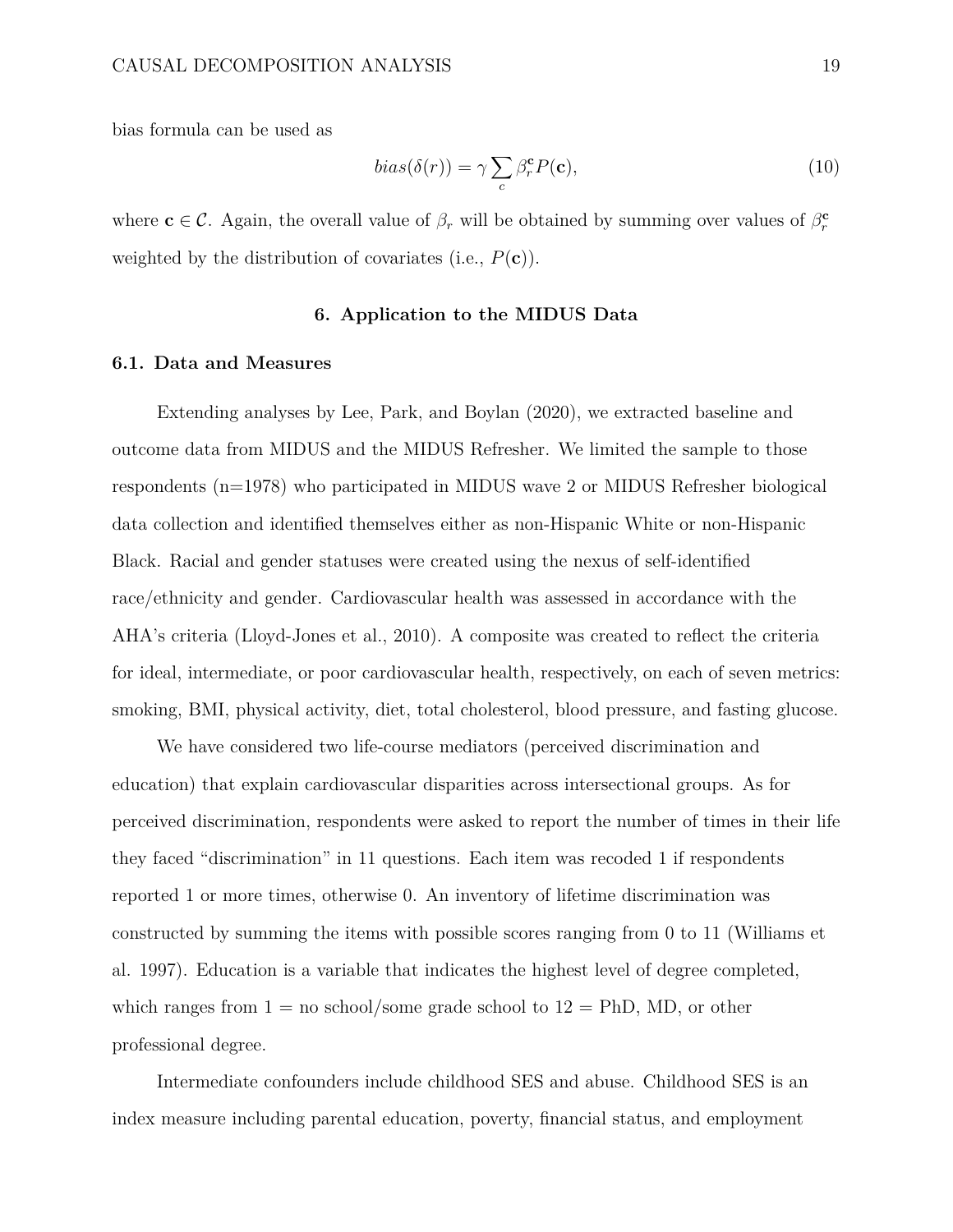bias formula can be used as

$$bias(\delta(r)) = \gamma \sum_{c} \beta_r^{\mathbf{c}} P(\mathbf{c}), \tag{10}$$

where $\mathbf{c} \in \mathcal{C}$. Again, the overall value of $\beta_r$ will be obtained by summing over values of $\beta_r^{\mathbf{c}}$ weighted by the distribution of covariates (i.e., $P(\mathbf{c})$).

## 6. Application to the MIDUS Data

### 6.1. Data and Measures

Extending analyses by Lee, Park, and Boylan (2020), we extracted baseline and outcome data from MIDUS and the MIDUS Refresher. We limited the sample to those respondents (n=1978) who participated in MIDUS wave 2 or MIDUS Refresher biological data collection and identified themselves either as non-Hispanic White or non-Hispanic Black. Racial and gender statuses were created using the nexus of self-identified race/ethnicity and gender. Cardiovascular health was assessed in accordance with the AHA's criteria (Lloyd-Jones et al., 2010). A composite was created to reflect the criteria for ideal, intermediate, or poor cardiovascular health, respectively, on each of seven metrics: smoking, BMI, physical activity, diet, total cholesterol, blood pressure, and fasting glucose.

We have considered two life-course mediators (perceived discrimination and education) that explain cardiovascular disparities across intersectional groups. As for perceived discrimination, respondents were asked to report the number of times in their life they faced "discrimination" in 11 questions. Each item was recoded 1 if respondents reported 1 or more times, otherwise 0. An inventory of lifetime discrimination was constructed by summing the items with possible scores ranging from 0 to 11 (Williams et al. 1997). Education is a variable that indicates the highest level of degree completed, which ranges from 1 = no school/some grade school to 12 = PhD, MD, or other professional degree.

Intermediate confounders include childhood SES and abuse. Childhood SES is an index measure including parental education, poverty, financial status, and employment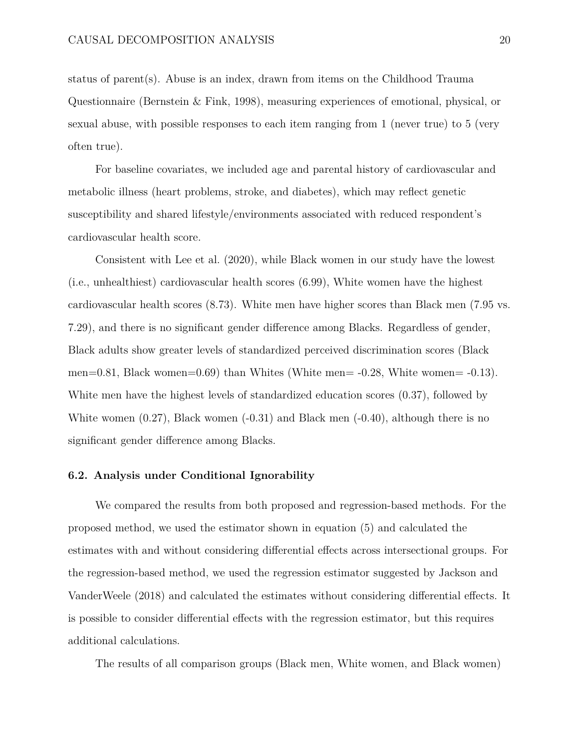status of parent(s). Abuse is an index, drawn from items on the Childhood Trauma Questionnaire (Bernstein & Fink, 1998), measuring experiences of emotional, physical, or sexual abuse, with possible responses to each item ranging from 1 (never true) to 5 (very often true).

For baseline covariates, we included age and parental history of cardiovascular and metabolic illness (heart problems, stroke, and diabetes), which may reflect genetic susceptibility and shared lifestyle/environments associated with reduced respondent's cardiovascular health score.

Consistent with Lee et al. (2020), while Black women in our study have the lowest (i.e., unhealthiest) cardiovascular health scores (6.99), White women have the highest cardiovascular health scores (8.73). White men have higher scores than Black men (7.95 vs. 7.29), and there is no significant gender difference among Blacks. Regardless of gender, Black adults show greater levels of standardized perceived discrimination scores (Black men=0.81, Black women=0.69) than Whites (White men= -0.28, White women= -0.13). White men have the highest levels of standardized education scores (0.37), followed by White women (0.27), Black women (-0.31) and Black men (-0.40), although there is no significant gender difference among Blacks.

### 6.2. Analysis under Conditional Ignorability

We compared the results from both proposed and regression-based methods. For the proposed method, we used the estimator shown in equation (5) and calculated the estimates with and without considering differential effects across intersectional groups. For the regression-based method, we used the regression estimator suggested by Jackson and VanderWeele (2018) and calculated the estimates without considering differential effects. It is possible to consider differential effects with the regression estimator, but this requires additional calculations.

The results of all comparison groups (Black men, White women, and Black women)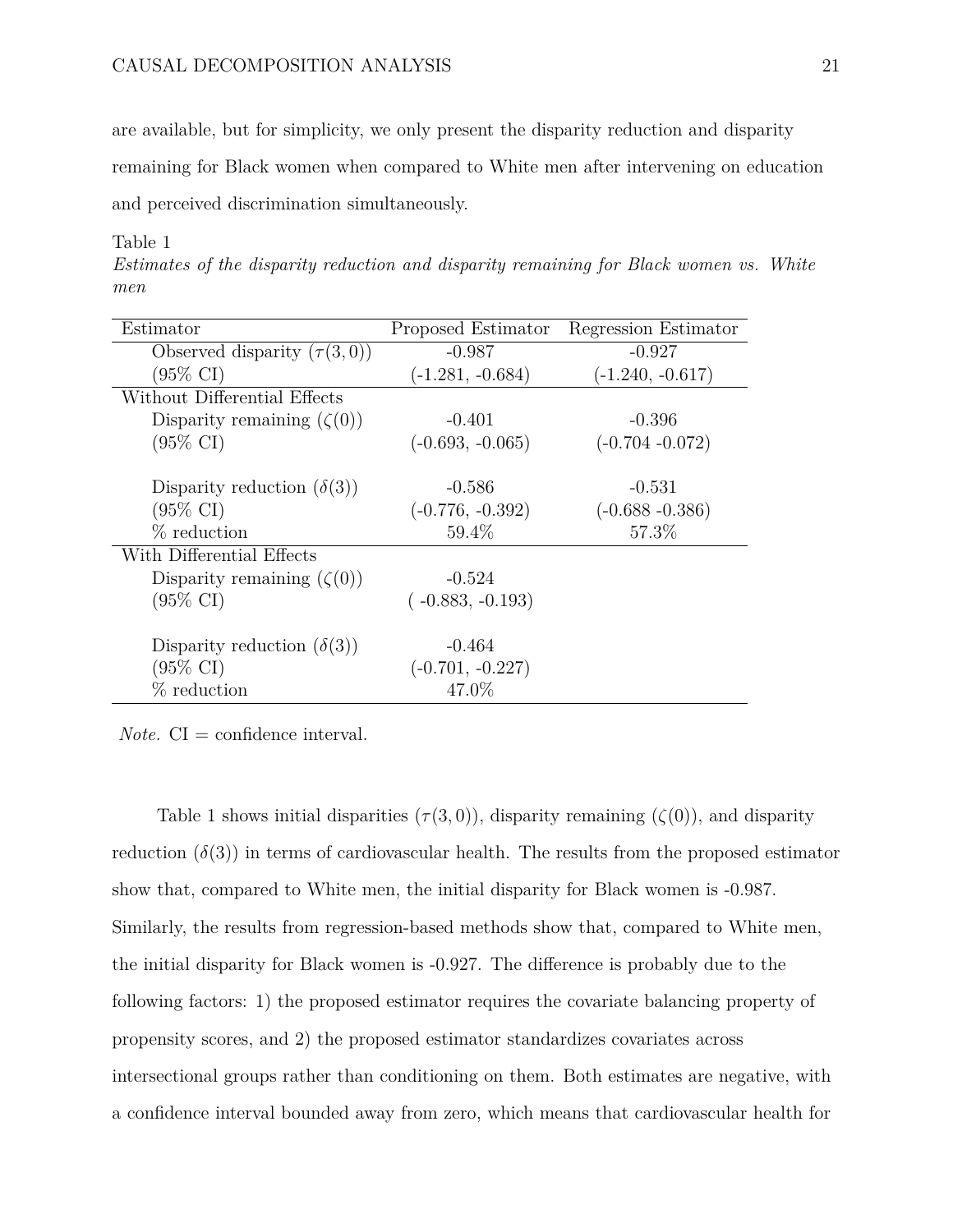are available, but for simplicity, we only present the disparity reduction and disparity remaining for Black women when compared to White men after intervening on education and perceived discrimination simultaneously.

Table 1

*Estimates of the disparity reduction and disparity remaining for Black women vs. White men*

| Estimator | Proposed Estimator | Regression Estimator |
|---|---|---|
| Observed disparity ($\tau(3,0)$) | -0.987 | -0.927 |
| (95% CI) | (-1.281, -0.684) | (-1.240, -0.617) |
| Without Differential Effects | | |
| Disparity remaining ($\zeta(0)$) | -0.401 | -0.396 |
| (95% CI) | (-0.693, -0.065) | (-0.704 -0.072) |
| Disparity reduction ($\delta(3)$) | -0.586 | -0.531 |
| (95% CI) | (-0.776, -0.392) | (-0.688 -0.386) |
| % reduction | 59.4% | 57.3% |
| With Differential Effects | | |
| Disparity remaining ($\zeta(0)$) | -0.524 | |
| (95% CI) | ( -0.883, -0.193) | |
| Disparity reduction ($\delta(3)$) | -0.464 | |
| (95% CI) | (-0.701, -0.227) | |
| % reduction | 47.0% | |

*Note.* CI = confidence interval.

Table 1 shows initial disparities ($\tau(3,0)$), disparity remaining ($\zeta(0)$), and disparity reduction ($\delta(3)$) in terms of cardiovascular health. The results from the proposed estimator show that, compared to White men, the initial disparity for Black women is -0.987. Similarly, the results from regression-based methods show that, compared to White men, the initial disparity for Black women is -0.927. The difference is probably due to the following factors: 1) the proposed estimator requires the covariate balancing property of propensity scores, and 2) the proposed estimator standardizes covariates across intersectional groups rather than conditioning on them. Both estimates are negative, with a confidence interval bounded away from zero, which means that cardiovascular health for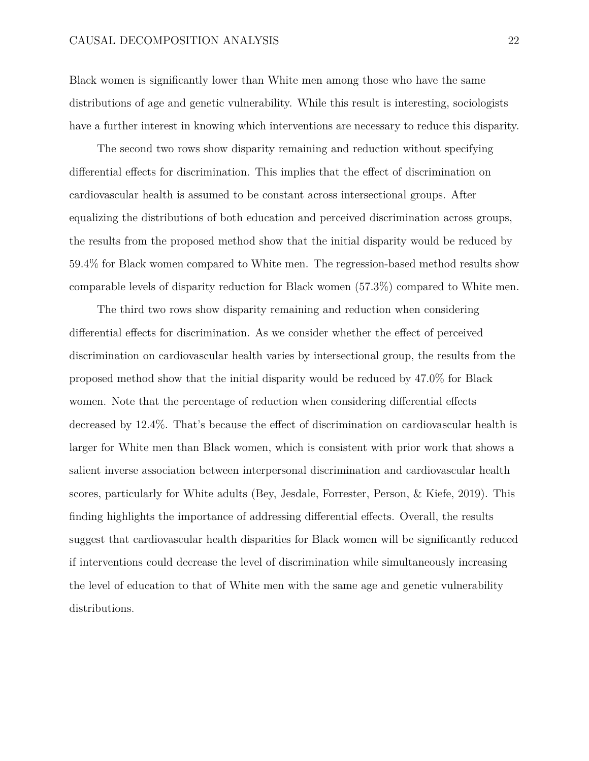Black women is significantly lower than White men among those who have the same distributions of age and genetic vulnerability. While this result is interesting, sociologists have a further interest in knowing which interventions are necessary to reduce this disparity.

The second two rows show disparity remaining and reduction without specifying differential effects for discrimination. This implies that the effect of discrimination on cardiovascular health is assumed to be constant across intersectional groups. After equalizing the distributions of both education and perceived discrimination across groups, the results from the proposed method show that the initial disparity would be reduced by 59.4% for Black women compared to White men. The regression-based method results show comparable levels of disparity reduction for Black women (57.3%) compared to White men.

The third two rows show disparity remaining and reduction when considering differential effects for discrimination. As we consider whether the effect of perceived discrimination on cardiovascular health varies by intersectional group, the results from the proposed method show that the initial disparity would be reduced by 47.0% for Black women. Note that the percentage of reduction when considering differential effects decreased by 12.4%. That's because the effect of discrimination on cardiovascular health is larger for White men than Black women, which is consistent with prior work that shows a salient inverse association between interpersonal discrimination and cardiovascular health scores, particularly for White adults (Bey, Jesdale, Forrester, Person, & Kiefe, 2019). This finding highlights the importance of addressing differential effects. Overall, the results suggest that cardiovascular health disparities for Black women will be significantly reduced if interventions could decrease the level of discrimination while simultaneously increasing the level of education to that of White men with the same age and genetic vulnerability distributions.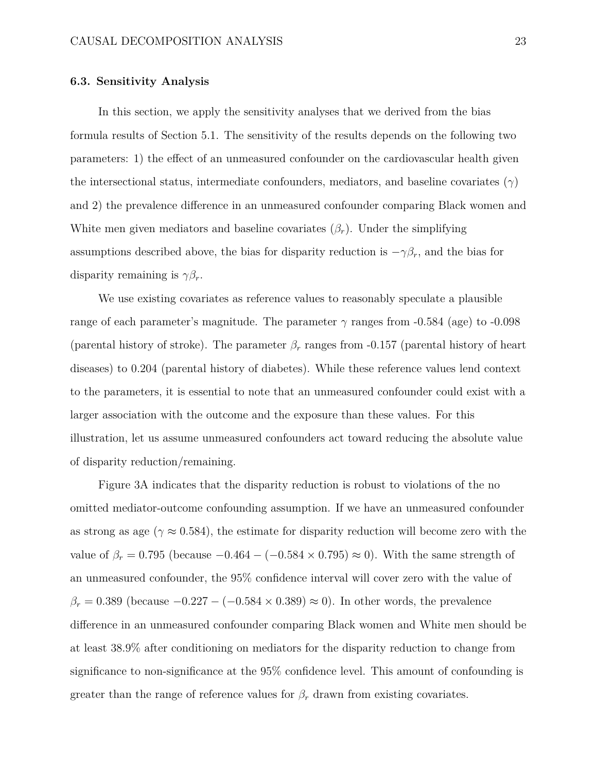### 6.3. Sensitivity Analysis

In this section, we apply the sensitivity analyses that we derived from the bias formula results of Section 5.1. The sensitivity of the results depends on the following two parameters: 1) the effect of an unmeasured confounder on the cardiovascular health given the intersectional status, intermediate confounders, mediators, and baseline covariates ($\gamma$) and 2) the prevalence difference in an unmeasured confounder comparing Black women and White men given mediators and baseline covariates ($\beta_r$). Under the simplifying assumptions described above, the bias for disparity reduction is $-\gamma\beta_r$, and the bias for disparity remaining is $\gamma\beta_r$.

We use existing covariates as reference values to reasonably speculate a plausible range of each parameter's magnitude. The parameter $\gamma$ ranges from -0.584 (age) to -0.098 (parental history of stroke). The parameter $\beta_r$ ranges from -0.157 (parental history of heart diseases) to 0.204 (parental history of diabetes). While these reference values lend context to the parameters, it is essential to note that an unmeasured confounder could exist with a larger association with the outcome and the exposure than these values. For this illustration, let us assume unmeasured confounders act toward reducing the absolute value of disparity reduction/remaining.

Figure 3A indicates that the disparity reduction is robust to violations of the no omitted mediator-outcome confounding assumption. If we have an unmeasured confounder as strong as age ($\gamma \approx 0.584$), the estimate for disparity reduction will become zero with the value of $\beta_r = 0.795$ (because $-0.464 - (-0.584 \times 0.795) \approx 0$). With the same strength of an unmeasured confounder, the 95% confidence interval will cover zero with the value of $\beta_r = 0.389$ (because $-0.227 - (-0.584 \times 0.389) \approx 0$). In other words, the prevalence difference in an unmeasured confounder comparing Black women and White men should be at least 38.9% after conditioning on mediators for the disparity reduction to change from significance to non-significance at the 95% confidence level. This amount of confounding is greater than the range of reference values for $\beta_r$ drawn from existing covariates.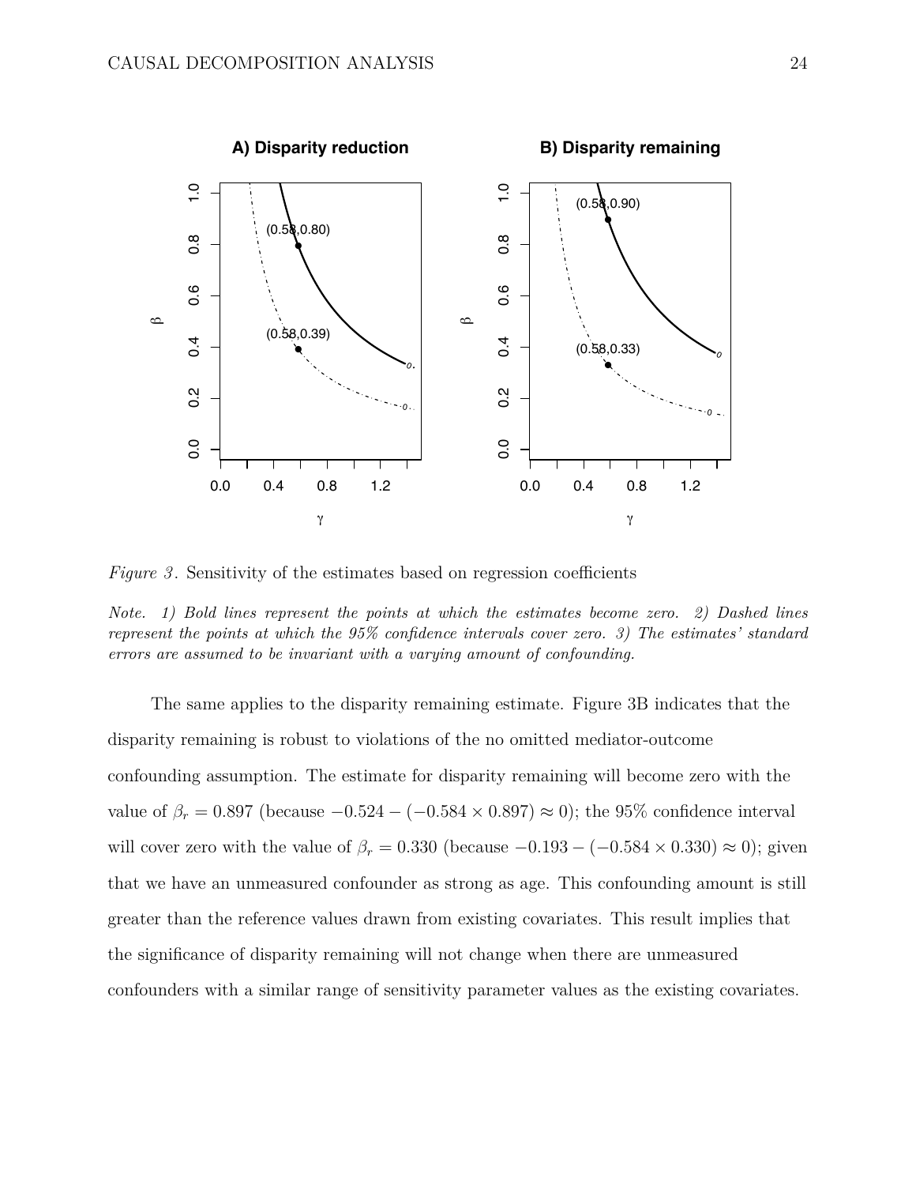*Figure 3*. Sensitivity of the estimates based on regression coefficients

*Note. 1) Bold lines represent the points at which the estimates become zero. 2) Dashed lines represent the points at which the 95% confidence intervals cover zero. 3) The estimates' standard errors are assumed to be invariant with a varying amount of confounding.*

The same applies to the disparity remaining estimate. Figure 3B indicates that the disparity remaining is robust to violations of the no omitted mediator-outcome confounding assumption. The estimate for disparity remaining will become zero with the value of $\beta_r = 0.897$ (because $-0.524 - (-0.584 \times 0.897) \approx 0$); the 95% confidence interval will cover zero with the value of $\beta_r = 0.330$ (because $-0.193 - (-0.584 \times 0.330) \approx 0$); given that we have an unmeasured confounder as strong as age. This confounding amount is still greater than the reference values drawn from existing covariates. This result implies that the significance of disparity remaining will not change when there are unmeasured confounders with a similar range of sensitivity parameter values as the existing covariates.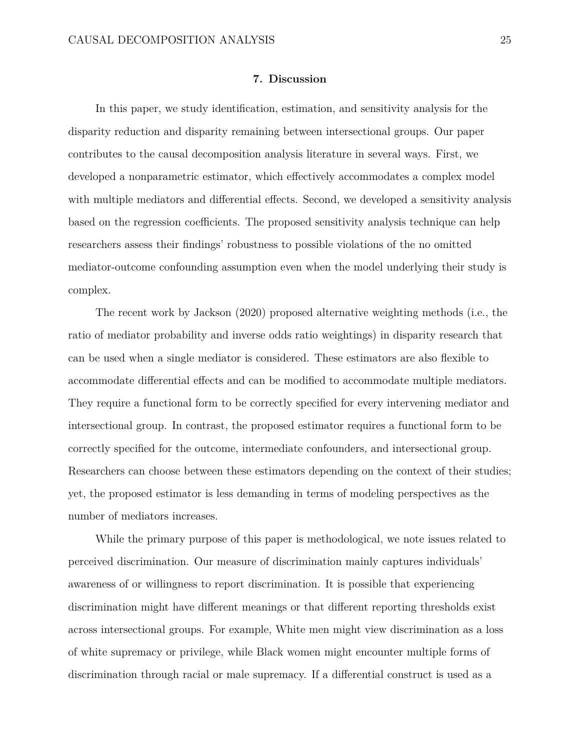## 7. Discussion

In this paper, we study identification, estimation, and sensitivity analysis for the disparity reduction and disparity remaining between intersectional groups. Our paper contributes to the causal decomposition analysis literature in several ways. First, we developed a nonparametric estimator, which effectively accommodates a complex model with multiple mediators and differential effects. Second, we developed a sensitivity analysis based on the regression coefficients. The proposed sensitivity analysis technique can help researchers assess their findings' robustness to possible violations of the no omitted mediator-outcome confounding assumption even when the model underlying their study is complex.

The recent work by Jackson (2020) proposed alternative weighting methods (i.e., the ratio of mediator probability and inverse odds ratio weightings) in disparity research that can be used when a single mediator is considered. These estimators are also flexible to accommodate differential effects and can be modified to accommodate multiple mediators. They require a functional form to be correctly specified for every intervening mediator and intersectional group. In contrast, the proposed estimator requires a functional form to be correctly specified for the outcome, intermediate confounders, and intersectional group. Researchers can choose between these estimators depending on the context of their studies; yet, the proposed estimator is less demanding in terms of modeling perspectives as the number of mediators increases.

While the primary purpose of this paper is methodological, we note issues related to perceived discrimination. Our measure of discrimination mainly captures individuals' awareness of or willingness to report discrimination. It is possible that experiencing discrimination might have different meanings or that different reporting thresholds exist across intersectional groups. For example, White men might view discrimination as a loss of white supremacy or privilege, while Black women might encounter multiple forms of discrimination through racial or male supremacy. If a differential construct is used as a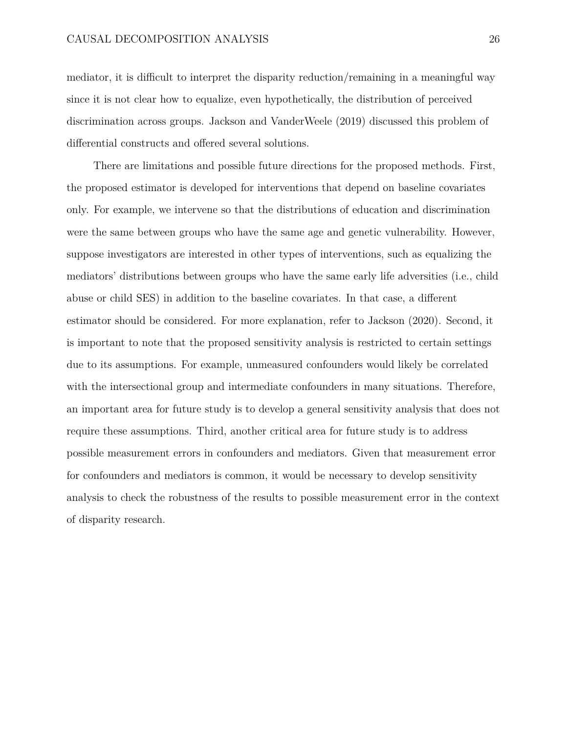mediator, it is difficult to interpret the disparity reduction/remaining in a meaningful way since it is not clear how to equalize, even hypothetically, the distribution of perceived discrimination across groups. Jackson and VanderWeele (2019) discussed this problem of differential constructs and offered several solutions.

There are limitations and possible future directions for the proposed methods. First, the proposed estimator is developed for interventions that depend on baseline covariates only. For example, we intervene so that the distributions of education and discrimination were the same between groups who have the same age and genetic vulnerability. However, suppose investigators are interested in other types of interventions, such as equalizing the mediators' distributions between groups who have the same early life adversities (i.e., child abuse or child SES) in addition to the baseline covariates. In that case, a different estimator should be considered. For more explanation, refer to Jackson (2020). Second, it is important to note that the proposed sensitivity analysis is restricted to certain settings due to its assumptions. For example, unmeasured confounders would likely be correlated with the intersectional group and intermediate confounders in many situations. Therefore, an important area for future study is to develop a general sensitivity analysis that does not require these assumptions. Third, another critical area for future study is to address possible measurement errors in confounders and mediators. Given that measurement error for confounders and mediators is common, it would be necessary to develop sensitivity analysis to check the robustness of the results to possible measurement error in the context of disparity research.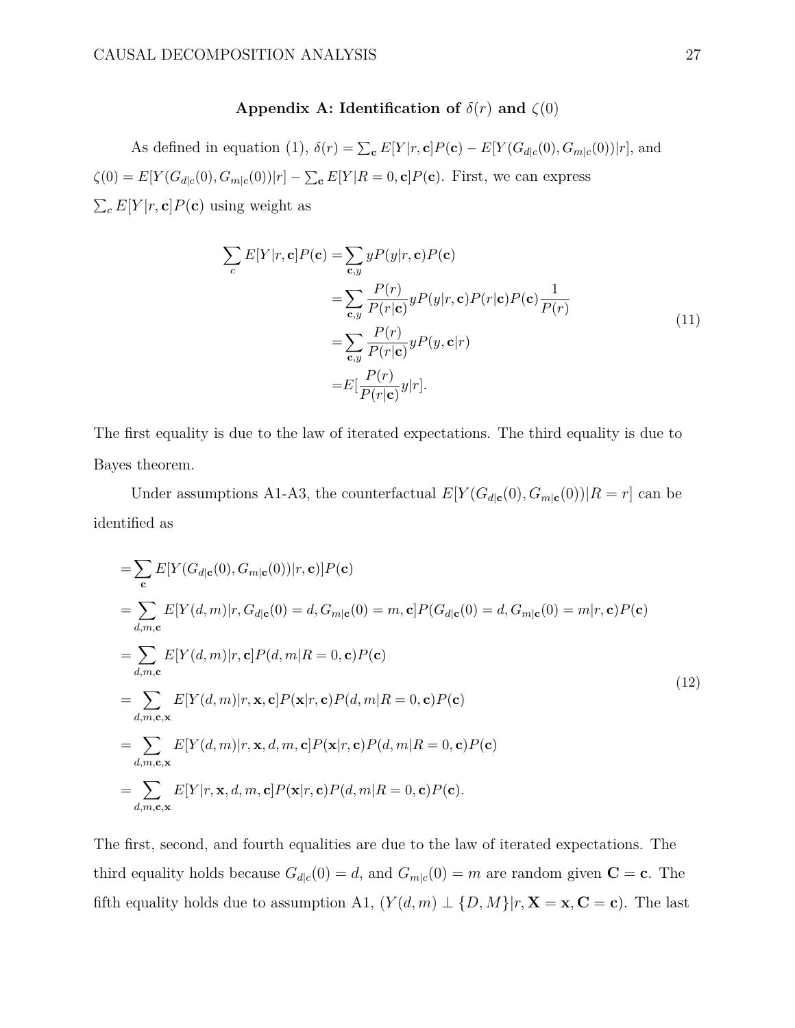## Appendix A: Identification of $\delta(r)$ and $\zeta(0)$

As defined in equation (1), $\delta(r) = \sum_{\mathbf{c}} E[Y|r, \mathbf{c}]P(\mathbf{c}) - E[Y(G_{d|c}(0), G_{m|c}(0))|r]$, and $\zeta(0) = E[Y(G_{d|c}(0), G_{m|c}(0))|r] - \sum_{\mathbf{c}} E[Y|R = 0, \mathbf{c}]P(\mathbf{c})$. First, we can express $\sum_c E[Y|r, \mathbf{c}]P(\mathbf{c})$ using weight as

$$
\begin{aligned}
\sum_c E[Y|r, \mathbf{c}]P(\mathbf{c}) =& \sum_{\mathbf{c},y} yP(y|r, \mathbf{c})P(\mathbf{c}) \\
=& \sum_{\mathbf{c},y} \frac{P(r)}{P(r|\mathbf{c})} yP(y|r, \mathbf{c})P(r|\mathbf{c})P(\mathbf{c})\frac{1}{P(r)} \\
=& \sum_{\mathbf{c},y} \frac{P(r)}{P(r|\mathbf{c})} yP(y, \mathbf{c}|r) \\
=& E[\frac{P(r)}{P(r|\mathbf{c})} y|r].
\end{aligned}
\tag{11}
$$

The first equality is due to the law of iterated expectations. The third equality is due to Bayes theorem.

Under assumptions A1-A3, the counterfactual $E[Y(G_{d|\mathbf{c}}(0), G_{m|\mathbf{c}}(0))|R = r]$ can be identified as

$$
\begin{aligned}
&= \sum_{\mathbf{c}} E[Y(G_{d|\mathbf{c}}(0), G_{m|\mathbf{c}}(0))|r, \mathbf{c})]P(\mathbf{c}) \\
&= \sum_{d,m,\mathbf{c}} E[Y(d, m)|r, G_{d|\mathbf{c}}(0) = d, G_{m|\mathbf{c}}(0) = m, \mathbf{c}]P(G_{d|\mathbf{c}}(0) = d, G_{m|\mathbf{c}}(0) = m|r, \mathbf{c})P(\mathbf{c}) \\
&= \sum_{d,m,\mathbf{c}} E[Y(d, m)|r, \mathbf{c}]P(d, m|R = 0, \mathbf{c})P(\mathbf{c}) \\
&= \sum_{d,m,\mathbf{c},\mathbf{x}} E[Y(d, m)|r, \mathbf{x}, \mathbf{c}]P(\mathbf{x}|r, \mathbf{c})P(d, m|R = 0, \mathbf{c})P(\mathbf{c}) \\
&= \sum_{d,m,\mathbf{c},\mathbf{x}} E[Y(d, m)|r, \mathbf{x}, d, m, \mathbf{c}]P(\mathbf{x}|r, \mathbf{c})P(d, m|R = 0, \mathbf{c})P(\mathbf{c}) \\
&= \sum_{d,m,\mathbf{c},\mathbf{x}} E[Y|r, \mathbf{x}, d, m, \mathbf{c}]P(\mathbf{x}|r, \mathbf{c})P(d, m|R = 0, \mathbf{c})P(\mathbf{c}).
\end{aligned}
\tag{12}
$$

The first, second, and fourth equalities are due to the law of iterated expectations. The third equality holds because $G_{d|c}(0) = d$, and $G_{m|c}(0) = m$ are random given $\mathbf{C} = \mathbf{c}$. The fifth equality holds due to assumption A1, $(Y(d, m) \perp \{D, M\}|r, \mathbf{X} = \mathbf{x}, \mathbf{C} = \mathbf{c})$. The last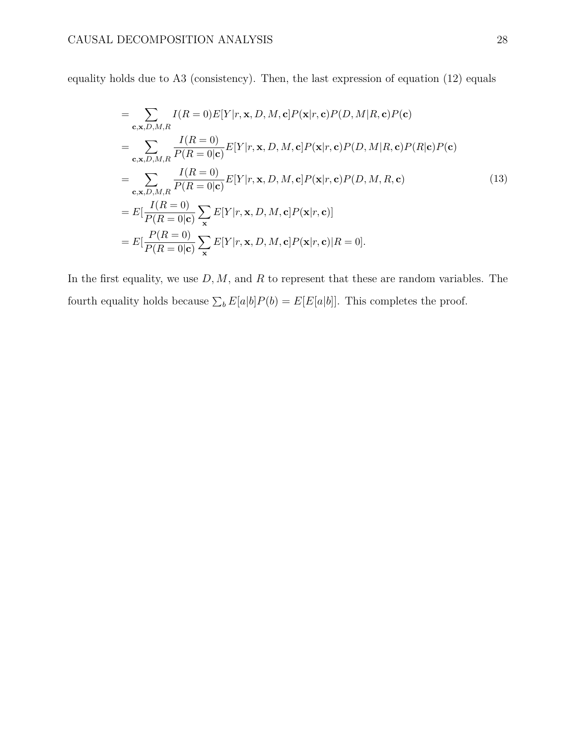equality holds due to A3 (consistency). Then, the last expression of equation (12) equals

$$
\begin{aligned}
&= \sum_{\mathbf{c},\mathbf{x},D,M,R} I(R=0)E[Y|r,\mathbf{x},D,M,\mathbf{c}]P(\mathbf{x}|r,\mathbf{c})P(D,M|R,\mathbf{c})P(\mathbf{c}) \\
&= \sum_{\mathbf{c},\mathbf{x},D,M,R} \frac{I(R=0)}{P(R=0|\mathbf{c})}E[Y|r,\mathbf{x},D,M,\mathbf{c}]P(\mathbf{x}|r,\mathbf{c})P(D,M|R,\mathbf{c})P(R|\mathbf{c})P(\mathbf{c}) \\
&= \sum_{\mathbf{c},\mathbf{x},D,M,R} \frac{I(R=0)}{P(R=0|\mathbf{c})}E[Y|r,\mathbf{x},D,M,\mathbf{c}]P(\mathbf{x}|r,\mathbf{c})P(D,M,R,\mathbf{c}) \\
&= E[\frac{I(R=0)}{P(R=0|\mathbf{c})}\sum_{\mathbf{x}} E[Y|r,\mathbf{x},D,M,\mathbf{c}]P(\mathbf{x}|r,\mathbf{c})] \\
&= E[\frac{P(R=0)}{P(R=0|\mathbf{c})}\sum_{\mathbf{x}} E[Y|r,\mathbf{x},D,M,\mathbf{c}]P(\mathbf{x}|r,\mathbf{c})|R=0].
\end{aligned}
\tag{13}
$$

In the first equality, we use $D, M$, and $R$ to represent that these are random variables. The fourth equality holds because $\sum_b E[a|b]P(b) = E[E[a|b]]$. This completes the proof.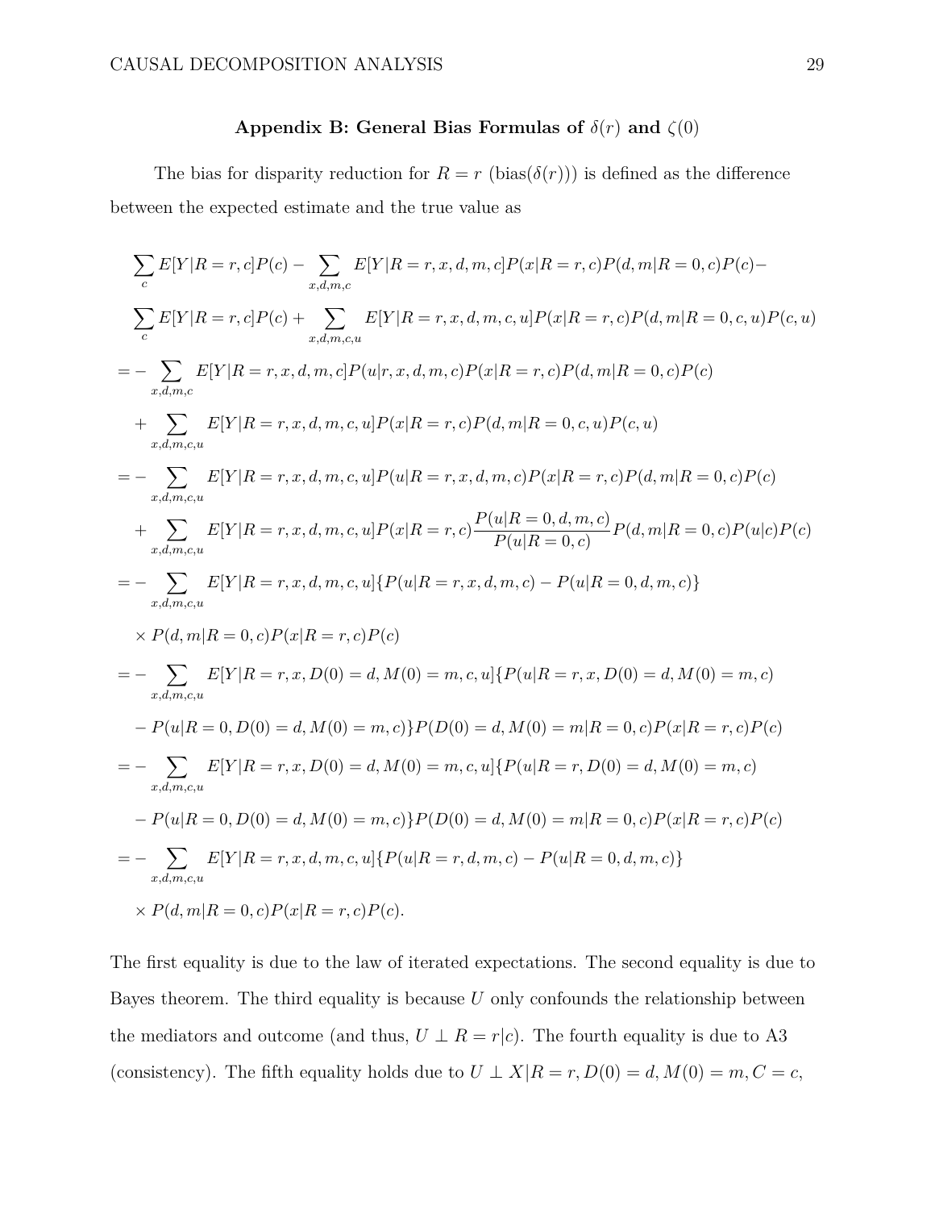### Appendix B: General Bias Formulas of $\delta(r)$ and $\zeta(0)$

The bias for disparity reduction for $R = r$ (bias($\delta(r)$)) is defined as the difference between the expected estimate and the true value as

$$
\begin{aligned}
&\sum_{c} E[Y|R=r,c]P(c) - \sum_{x,d,m,c} E[Y|R=r,x,d,m,c]P(x|R=r,c)P(d,m|R=0,c)P(c) - \\
&\sum_{c} E[Y|R=r,c]P(c) + \sum_{x,d,m,c,u} E[Y|R=r,x,d,m,c,u]P(x|R=r,c)P(d,m|R=0,c,u)P(c,u) \\
=& - \sum_{x,d,m,c} E[Y|R=r,x,d,m,c]P(u|r,x,d,m,c)P(x|R=r,c)P(d,m|R=0,c)P(c) \\
&+ \sum_{x,d,m,c,u} E[Y|R=r,x,d,m,c,u]P(x|R=r,c)P(d,m|R=0,c,u)P(c,u) \\
=& - \sum_{x,d,m,c,u} E[Y|R=r,x,d,m,c,u]P(u|R=r,x,d,m,c)P(x|R=r,c)P(d,m|R=0,c)P(c) \\
&+ \sum_{x,d,m,c,u} E[Y|R=r,x,d,m,c,u]P(x|R=r,c)\frac{P(u|R=0,d,m,c)}{P(u|R=0,c)}P(d,m|R=0,c)P(u|c)P(c) \\
=& - \sum_{x,d,m,c,u} E[Y|R=r,x,d,m,c,u]\{P(u|R=r,x,d,m,c) - P(u|R=0,d,m,c)\} \\
&\times P(d,m|R=0,c)P(x|R=r,c)P(c) \\
=& - \sum_{x,d,m,c,u} E[Y|R=r,x,D(0)=d,M(0)=m,c,u]\{P(u|R=r,x,D(0)=d,M(0)=m,c) \\
&- P(u|R=0,D(0)=d,M(0)=m,c)\}P(D(0)=d,M(0)=m|R=0,c)P(x|R=r,c)P(c) \\
=& - \sum_{x,d,m,c,u} E[Y|R=r,x,D(0)=d,M(0)=m,c,u]\{P(u|R=r,D(0)=d,M(0)=m,c) \\
&- P(u|R=0,D(0)=d,M(0)=m,c)\}P(D(0)=d,M(0)=m|R=0,c)P(x|R=r,c)P(c) \\
=& - \sum_{x,d,m,c,u} E[Y|R=r,x,d,m,c,u]\{P(u|R=r,d,m,c) - P(u|R=0,d,m,c)\} \\
&\times P(d,m|R=0,c)P(x|R=r,c)P(c).
\end{aligned}
$$

The first equality is due to the law of iterated expectations. The second equality is due to Bayes theorem. The third equality is because $U$ only confounds the relationship between the mediators and outcome (and thus, $U \perp R = r|c$). The fourth equality is due to A3 (consistency). The fifth equality holds due to $U \perp X|R = r, D(0) = d, M(0) = m, C = c$,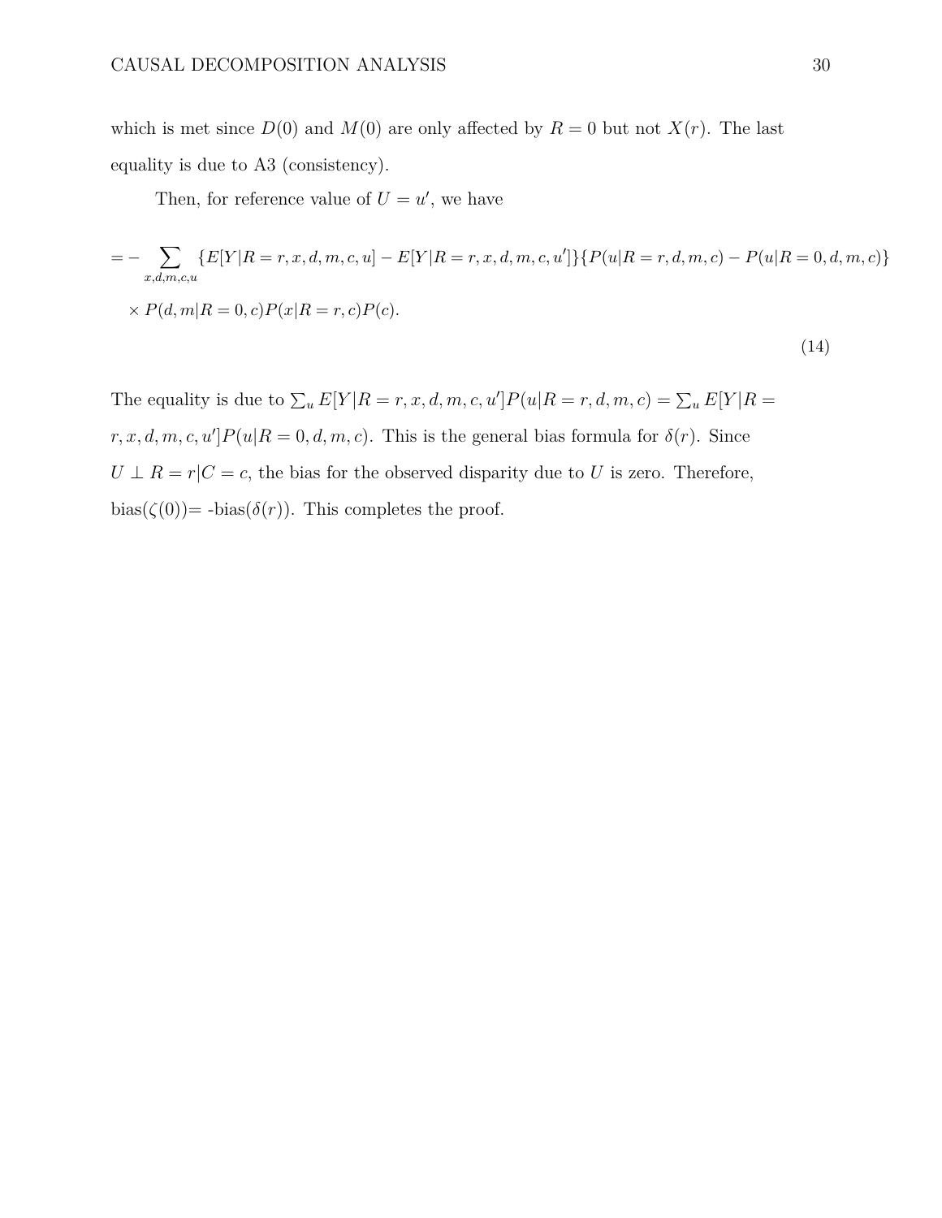which is met since $D(0)$ and $M(0)$ are only affected by $R = 0$ but not $X(r)$. The last equality is due to A3 (consistency).

Then, for reference value of $U = u'$, we have

$$
\begin{aligned}
= - \sum_{x,d,m,c,u} & \{E[Y|R = r, x, d, m, c, u] - E[Y|R = r, x, d, m, c, u']\}\{P(u|R = r, d, m, c) - P(u|R = 0, d, m, c)\} \\
& \times P(d, m|R = 0, c)P(x|R = r, c)P(c).
\end{aligned}
\tag{14}
$$

The equality is due to $\sum_u E[Y|R = r, x, d, m, c, u']P(u|R = r, d, m, c) = \sum_u E[Y|R = r, x, d, m, c, u']P(u|R = 0, d, m, c)$. This is the general bias formula for $\delta(r)$. Since $U \perp R = r|C = c$, the bias for the observed disparity due to $U$ is zero. Therefore, bias($\zeta(0)$)= -bias($\delta(r)$). This completes the proof.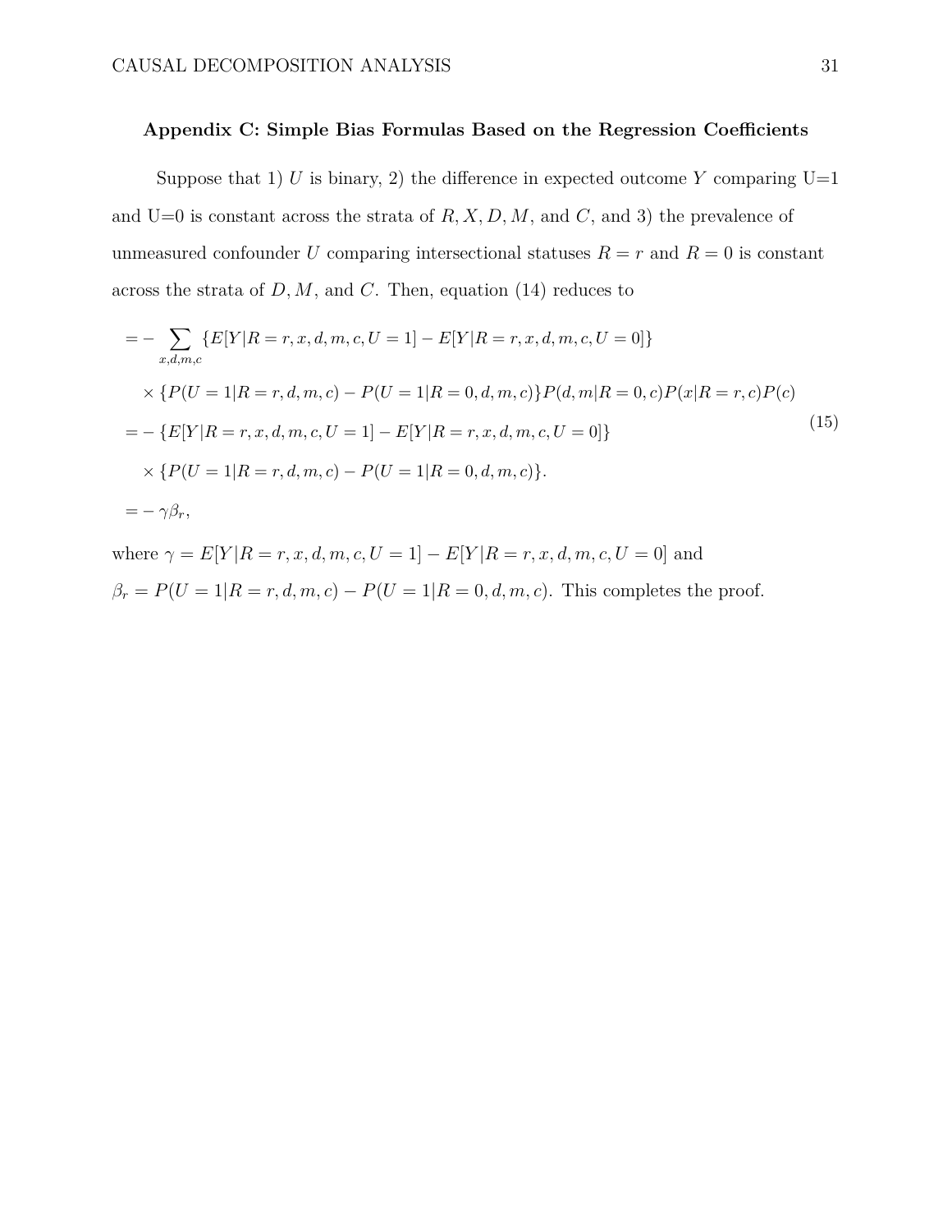### Appendix C: Simple Bias Formulas Based on the Regression Coefficients

Suppose that 1) $U$ is binary, 2) the difference in expected outcome $Y$ comparing U=1 and U=0 is constant across the strata of $R, X, D, M$, and $C$, and 3) the prevalence of unmeasured confounder $U$ comparing intersectional statuses $R = r$ and $R = 0$ is constant across the strata of $D, M$, and $C$. Then, equation (14) reduces to

$$
\begin{aligned}
&= -\sum_{x,d,m,c} \{E[Y|R=r,x,d,m,c,U=1] - E[Y|R=r,x,d,m,c,U=0]\} \\
&\quad \times \{P(U=1|R=r,d,m,c) - P(U=1|R=0,d,m,c)\} P(d,m|R=0,c) P(x|R=r,c) P(c) \\
&= -\{E[Y|R=r,x,d,m,c,U=1] - E[Y|R=r,x,d,m,c,U=0]\} \\
&\quad \times \{P(U=1|R=r,d,m,c) - P(U=1|R=0,d,m,c)\}. \\
&= -\gamma\beta_r,
\end{aligned}
\tag{15}
$$

where $\gamma = E[Y|R=r,x,d,m,c,U=1] - E[Y|R=r,x,d,m,c,U=0]$ and $\beta_r = P(U=1|R=r,d,m,c) - P(U=1|R=0,d,m,c)$. This completes the proof.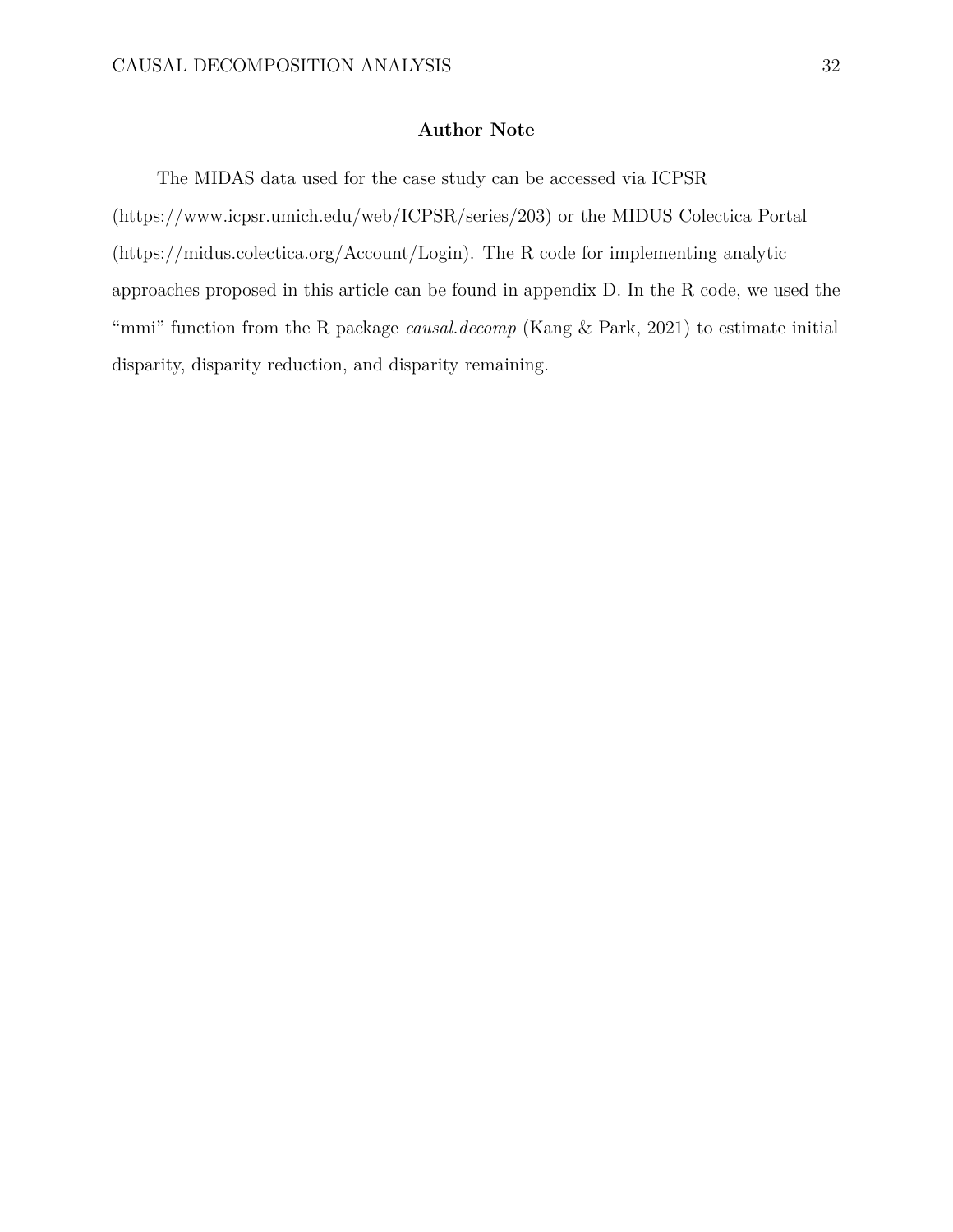## Author Note

The MIDAS data used for the case study can be accessed via ICPSR (https://www.icpsr.umich.edu/web/ICPSR/series/203) or the MIDUS Colectica Portal (https://midus.colectica.org/Account/Login). The R code for implementing analytic approaches proposed in this article can be found in appendix D. In the R code, we used the "mmi" function from the R package *causal.decomp* (Kang & Park, 2021) to estimate initial disparity, disparity reduction, and disparity remaining.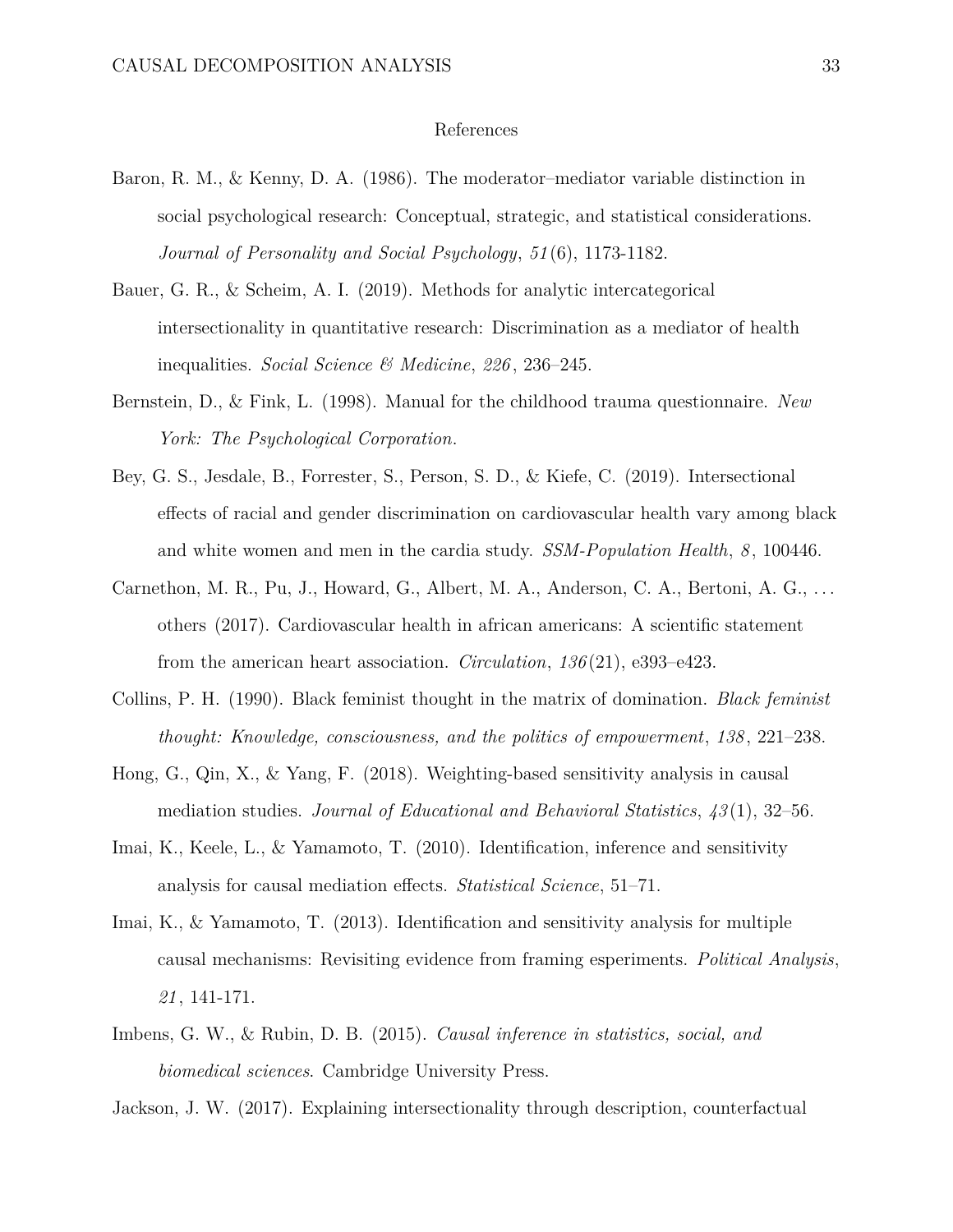# References

Baron, R. M., & Kenny, D. A. (1986). The moderator–mediator variable distinction in social psychological research: Conceptual, strategic, and statistical considerations. *Journal of Personality and Social Psychology*, *51*(6), 1173-1182.

Bauer, G. R., & Scheim, A. I. (2019). Methods for analytic intercategorical intersectionality in quantitative research: Discrimination as a mediator of health inequalities. *Social Science & Medicine*, *226*, 236–245.

Bernstein, D., & Fink, L. (1998). Manual for the childhood trauma questionnaire. *New York: The Psychological Corporation*.

Bey, G. S., Jesdale, B., Forrester, S., Person, S. D., & Kiefe, C. (2019). Intersectional effects of racial and gender discrimination on cardiovascular health vary among black and white women and men in the cardia study. *SSM-Population Health*, *8*, 100446.

Carnethon, M. R., Pu, J., Howard, G., Albert, M. A., Anderson, C. A., Bertoni, A. G., ... others (2017). Cardiovascular health in african americans: A scientific statement from the american heart association. *Circulation*, *136*(21), e393–e423.

Collins, P. H. (1990). Black feminist thought in the matrix of domination. *Black feminist thought: Knowledge, consciousness, and the politics of empowerment*, *138*, 221–238.

Hong, G., Qin, X., & Yang, F. (2018). Weighting-based sensitivity analysis in causal mediation studies. *Journal of Educational and Behavioral Statistics*, *43*(1), 32–56.

Imai, K., Keele, L., & Yamamoto, T. (2010). Identification, inference and sensitivity analysis for causal mediation effects. *Statistical Science*, 51–71.

Imai, K., & Yamamoto, T. (2013). Identification and sensitivity analysis for multiple causal mechanisms: Revisiting evidence from framing esperiments. *Political Analysis*, *21*, 141-171.

Imbens, G. W., & Rubin, D. B. (2015). *Causal inference in statistics, social, and biomedical sciences*. Cambridge University Press.

Jackson, J. W. (2017). Explaining intersectionality through description, counterfactual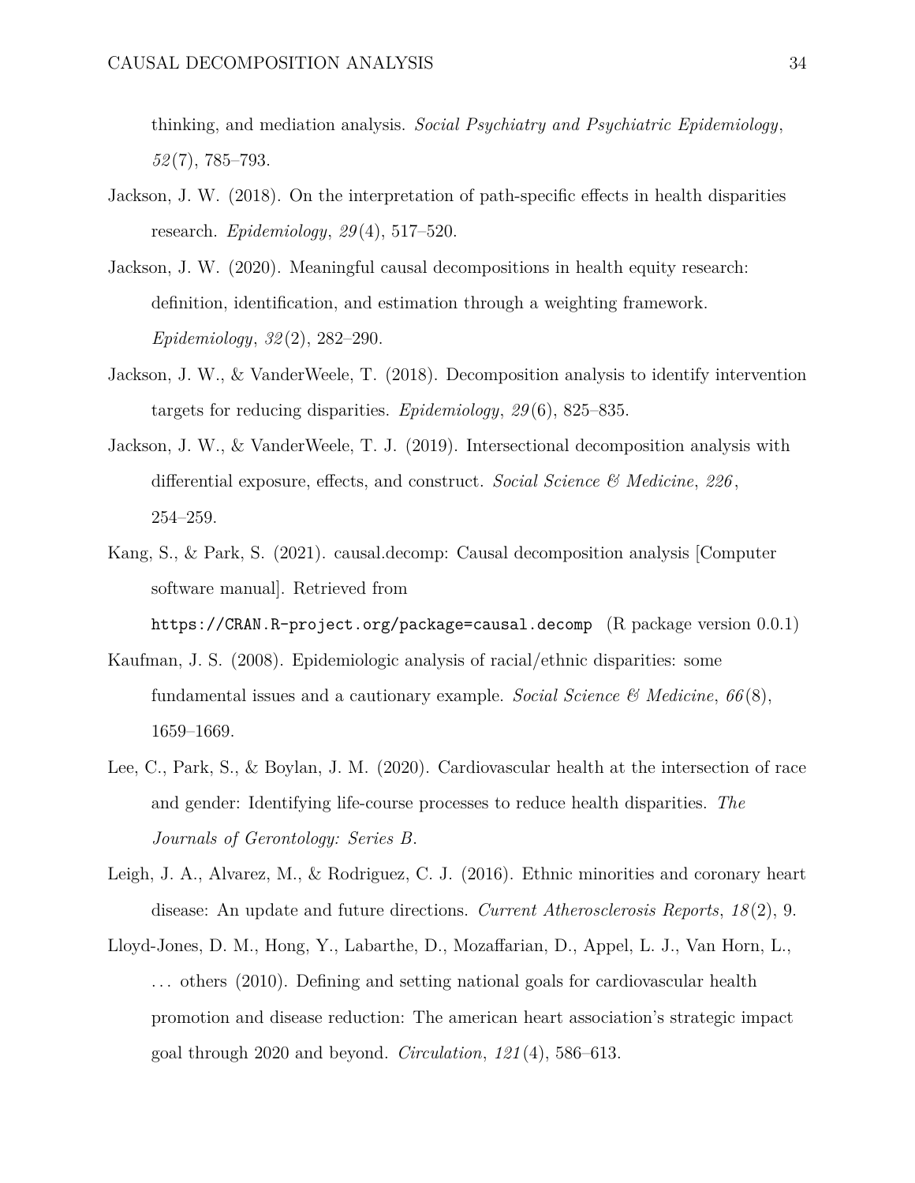thinking, and mediation analysis. *Social Psychiatry and Psychiatric Epidemiology*, *52*(7), 785–793.

Jackson, J. W. (2018). On the interpretation of path-specific effects in health disparities research. *Epidemiology*, *29*(4), 517–520.

Jackson, J. W. (2020). Meaningful causal decompositions in health equity research: definition, identification, and estimation through a weighting framework. *Epidemiology*, *32*(2), 282–290.

Jackson, J. W., & VanderWeele, T. (2018). Decomposition analysis to identify intervention targets for reducing disparities. *Epidemiology*, *29*(6), 825–835.

Jackson, J. W., & VanderWeele, T. J. (2019). Intersectional decomposition analysis with differential exposure, effects, and construct. *Social Science & Medicine*, *226*, 254–259.

Kang, S., & Park, S. (2021). causal.decomp: Causal decomposition analysis [Computer software manual]. Retrieved from `https://CRAN.R-project.org/package=causal.decomp` (R package version 0.0.1)

Kaufman, J. S. (2008). Epidemiologic analysis of racial/ethnic disparities: some fundamental issues and a cautionary example. *Social Science & Medicine*, *66*(8), 1659–1669.

Lee, C., Park, S., & Boylan, J. M. (2020). Cardiovascular health at the intersection of race and gender: Identifying life-course processes to reduce health disparities. *The Journals of Gerontology: Series B*.

Leigh, J. A., Alvarez, M., & Rodriguez, C. J. (2016). Ethnic minorities and coronary heart disease: An update and future directions. *Current Atherosclerosis Reports*, *18*(2), 9.

Lloyd-Jones, D. M., Hong, Y., Labarthe, D., Mozaffarian, D., Appel, L. J., Van Horn, L., ... others (2010). Defining and setting national goals for cardiovascular health promotion and disease reduction: The american heart association's strategic impact goal through 2020 and beyond. *Circulation*, *121*(4), 586–613.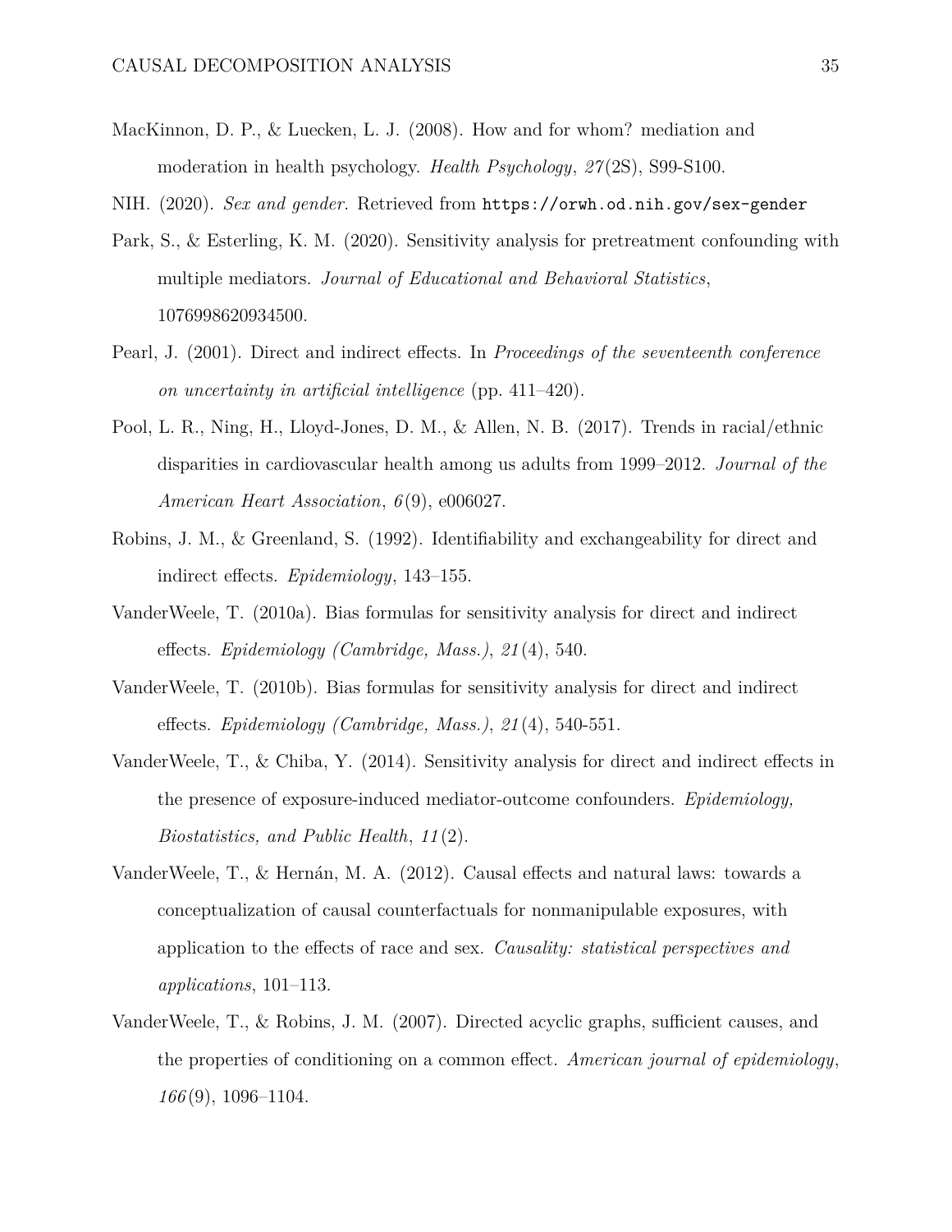MacKinnon, D. P., & Luecken, L. J. (2008). How and for whom? mediation and moderation in health psychology. *Health Psychology*, *27*(2S), S99-S100.

NIH. (2020). *Sex and gender.* Retrieved from `https://orwh.od.nih.gov/sex-gender`

Park, S., & Esterling, K. M. (2020). Sensitivity analysis for pretreatment confounding with multiple mediators. *Journal of Educational and Behavioral Statistics*, 1076998620934500.

Pearl, J. (2001). Direct and indirect effects. In *Proceedings of the seventeenth conference on uncertainty in artificial intelligence* (pp. 411–420).

Pool, L. R., Ning, H., Lloyd-Jones, D. M., & Allen, N. B. (2017). Trends in racial/ethnic disparities in cardiovascular health among us adults from 1999–2012. *Journal of the American Heart Association*, *6*(9), e006027.

Robins, J. M., & Greenland, S. (1992). Identifiability and exchangeability for direct and indirect effects. *Epidemiology*, 143–155.

VanderWeele, T. (2010a). Bias formulas for sensitivity analysis for direct and indirect effects. *Epidemiology (Cambridge, Mass.)*, *21*(4), 540.

VanderWeele, T. (2010b). Bias formulas for sensitivity analysis for direct and indirect effects. *Epidemiology (Cambridge, Mass.)*, *21*(4), 540-551.

VanderWeele, T., & Chiba, Y. (2014). Sensitivity analysis for direct and indirect effects in the presence of exposure-induced mediator-outcome confounders. *Epidemiology, Biostatistics, and Public Health*, *11*(2).

VanderWeele, T., & Hernán, M. A. (2012). Causal effects and natural laws: towards a conceptualization of causal counterfactuals for nonmanipulable exposures, with application to the effects of race and sex. *Causality: statistical perspectives and applications*, 101–113.

VanderWeele, T., & Robins, J. M. (2007). Directed acyclic graphs, sufficient causes, and the properties of conditioning on a common effect. *American journal of epidemiology*, *166*(9), 1096–1104.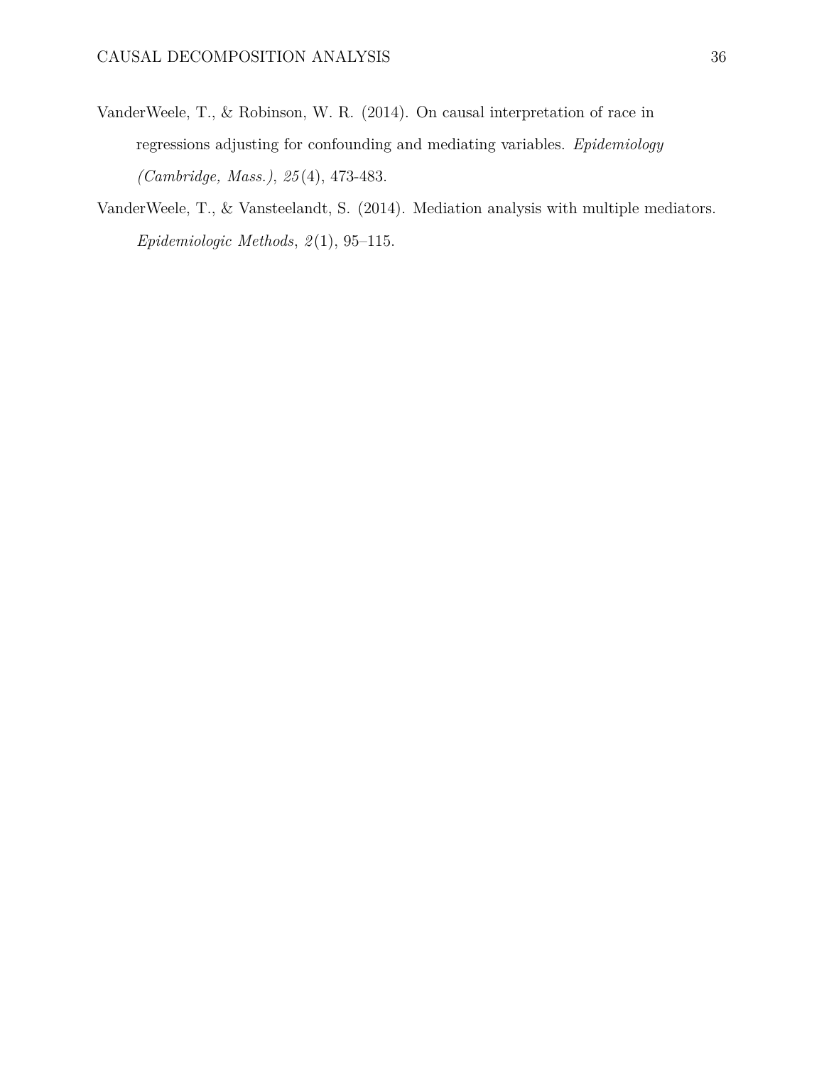VanderWeele, T., & Robinson, W. R. (2014). On causal interpretation of race in regressions adjusting for confounding and mediating variables. *Epidemiology (Cambridge, Mass.)*, *25*(4), 473-483.

VanderWeele, T., & Vansteelandt, S. (2014). Mediation analysis with multiple mediators. *Epidemiologic Methods*, *2*(1), 95–115.